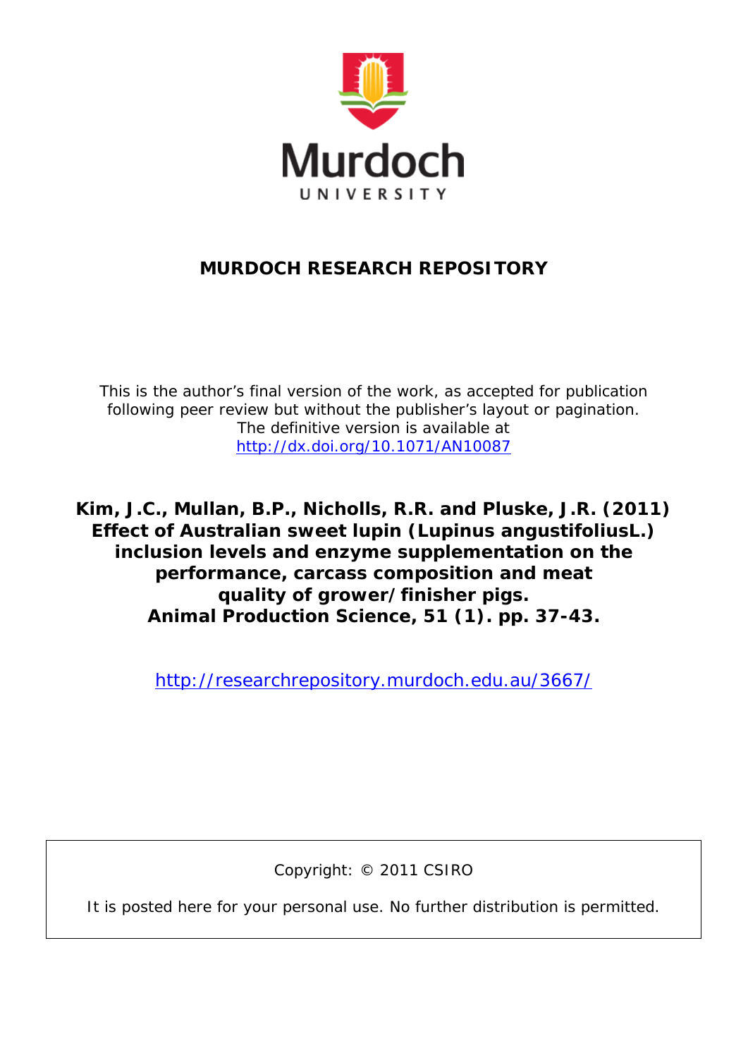Murdoch UNIVERSITY

**MURDOCH RESEARCH REPOSITORY**

This is the author's final version of the work, as accepted for publication following peer review but without the publisher's layout or pagination. The definitive version is available at http://dx.doi.org/10.1071/AN10087

**Kim, J.C., Mullan, B.P., Nicholls, R.R. and Pluske, J.R. (2011) Effect of Australian sweet lupin (Lupinus angustifoliusL.) inclusion levels and enzyme supplementation on the performance, carcass composition and meat quality of grower/finisher pigs. Animal Production Science, 51 (1). pp. 37-43.**

http://researchrepository.murdoch.edu.au/3667/

Copyright: © 2011 CSIRO

It is posted here for your personal use. No further distribution is permitted.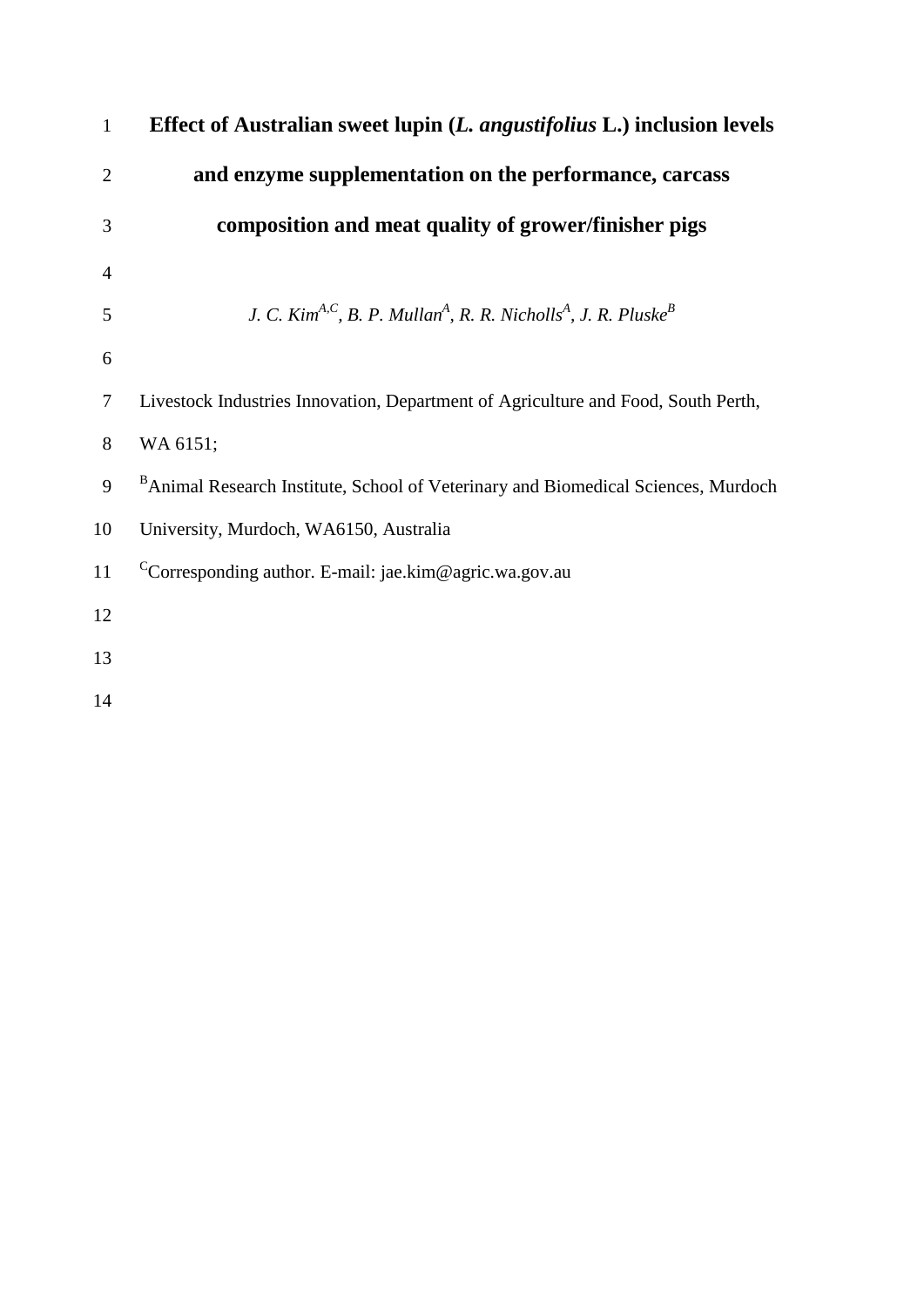# Effect of Australian sweet lupin (*L. angustifolius* L.) inclusion levels and enzyme supplementation on the performance, carcass composition and meat quality of grower/finisher pigs

*J. C. Kim*[A,C], *B. P. Mullan*[A], *R. R. Nicholls*[A], *J. R. Pluske*[B]

Livestock Industries Innovation, Department of Agriculture and Food, South Perth, WA 6151;

[B]Animal Research Institute, School of Veterinary and Biomedical Sciences, Murdoch University, Murdoch, WA6150, Australia

[C]Corresponding author. E-mail: jae.kim@agric.wa.gov.au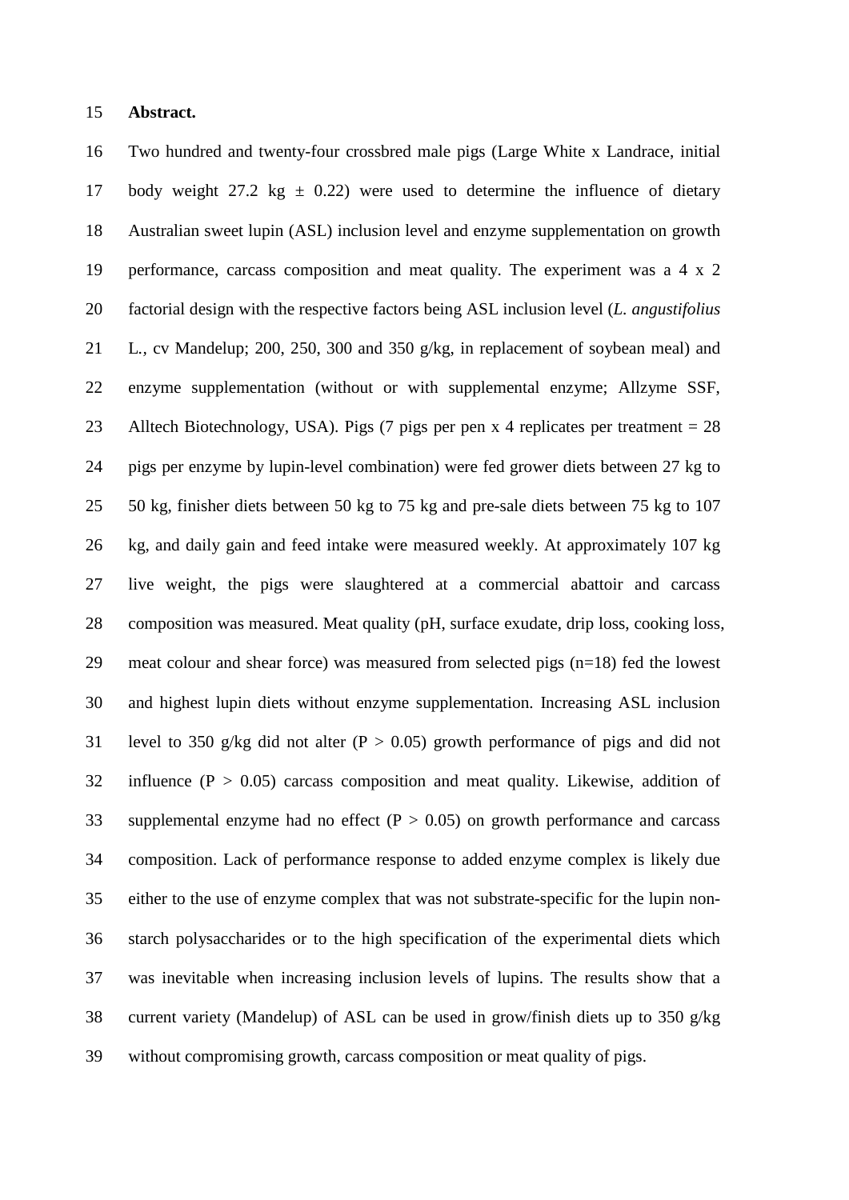**Abstract.**

Two hundred and twenty-four crossbred male pigs (Large White x Landrace, initial body weight 27.2 kg ± 0.22) were used to determine the influence of dietary Australian sweet lupin (ASL) inclusion level and enzyme supplementation on growth performance, carcass composition and meat quality. The experiment was a 4 x 2 factorial design with the respective factors being ASL inclusion level (*L. angustifolius* L., cv Mandelup; 200, 250, 300 and 350 g/kg, in replacement of soybean meal) and enzyme supplementation (without or with supplemental enzyme; Allzyme SSF, Alltech Biotechnology, USA). Pigs (7 pigs per pen x 4 replicates per treatment = 28 pigs per enzyme by lupin-level combination) were fed grower diets between 27 kg to 50 kg, finisher diets between 50 kg to 75 kg and pre-sale diets between 75 kg to 107 kg, and daily gain and feed intake were measured weekly. At approximately 107 kg live weight, the pigs were slaughtered at a commercial abattoir and carcass composition was measured. Meat quality (pH, surface exudate, drip loss, cooking loss, meat colour and shear force) was measured from selected pigs (n=18) fed the lowest and highest lupin diets without enzyme supplementation. Increasing ASL inclusion level to 350 g/kg did not alter ($P > 0.05$) growth performance of pigs and did not influence ($P > 0.05$) carcass composition and meat quality. Likewise, addition of supplemental enzyme had no effect ($P > 0.05$) on growth performance and carcass composition. Lack of performance response to added enzyme complex is likely due either to the use of enzyme complex that was not substrate-specific for the lupin non-starch polysaccharides or to the high specification of the experimental diets which was inevitable when increasing inclusion levels of lupins. The results show that a current variety (Mandelup) of ASL can be used in grow/finish diets up to 350 g/kg without compromising growth, carcass composition or meat quality of pigs.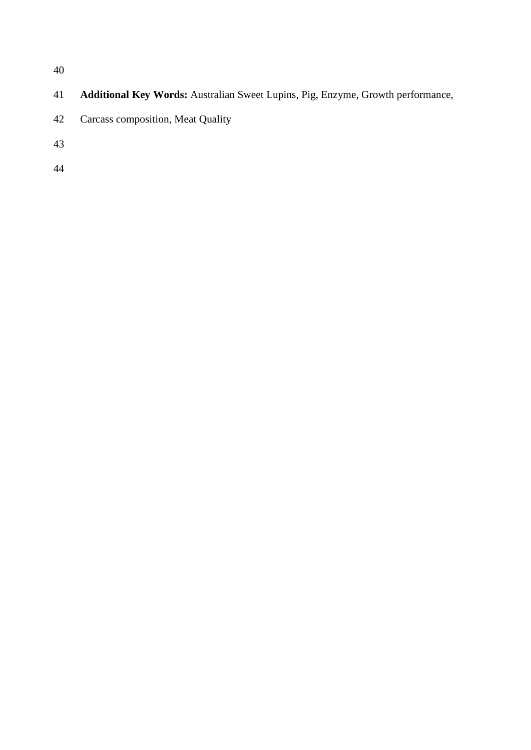**Additional Key Words:** Australian Sweet Lupins, Pig, Enzyme, Growth performance, Carcass composition, Meat Quality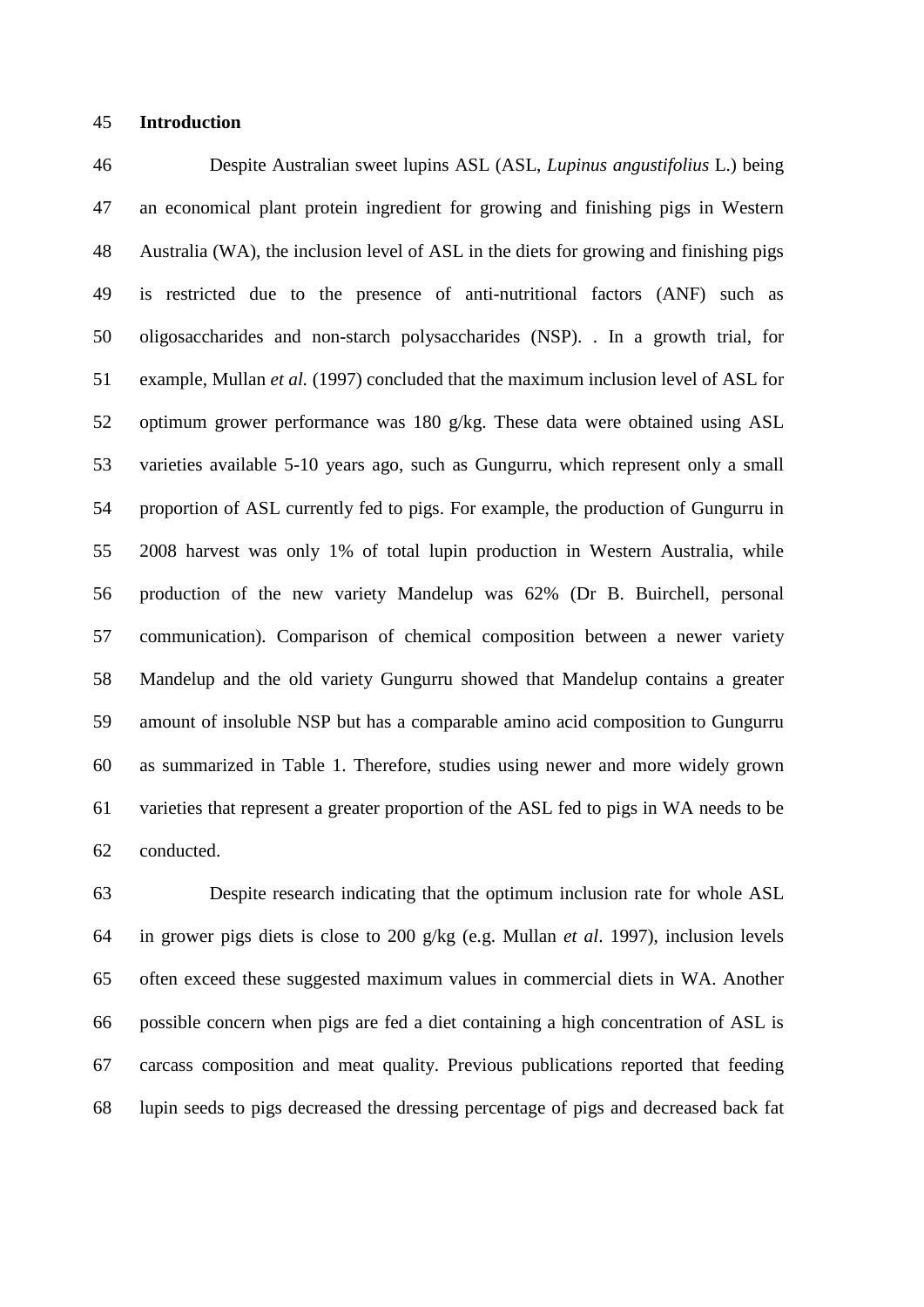## Introduction

Despite Australian sweet lupins ASL (ASL, *Lupinus angustifolius* L.) being an economical plant protein ingredient for growing and finishing pigs in Western Australia (WA), the inclusion level of ASL in the diets for growing and finishing pigs is restricted due to the presence of anti-nutritional factors (ANF) such as oligosaccharides and non-starch polysaccharides (NSP). . In a growth trial, for example, Mullan *et al.* (1997) concluded that the maximum inclusion level of ASL for optimum grower performance was 180 g/kg. These data were obtained using ASL varieties available 5-10 years ago, such as Gungurru, which represent only a small proportion of ASL currently fed to pigs. For example, the production of Gungurru in 2008 harvest was only 1% of total lupin production in Western Australia, while production of the new variety Mandelup was 62% (Dr B. Buirchell, personal communication). Comparison of chemical composition between a newer variety Mandelup and the old variety Gungurru showed that Mandelup contains a greater amount of insoluble NSP but has a comparable amino acid composition to Gungurru as summarized in Table 1. Therefore, studies using newer and more widely grown varieties that represent a greater proportion of the ASL fed to pigs in WA needs to be conducted.

Despite research indicating that the optimum inclusion rate for whole ASL in grower pigs diets is close to 200 g/kg (e.g. Mullan *et al*. 1997), inclusion levels often exceed these suggested maximum values in commercial diets in WA. Another possible concern when pigs are fed a diet containing a high concentration of ASL is carcass composition and meat quality. Previous publications reported that feeding lupin seeds to pigs decreased the dressing percentage of pigs and decreased back fat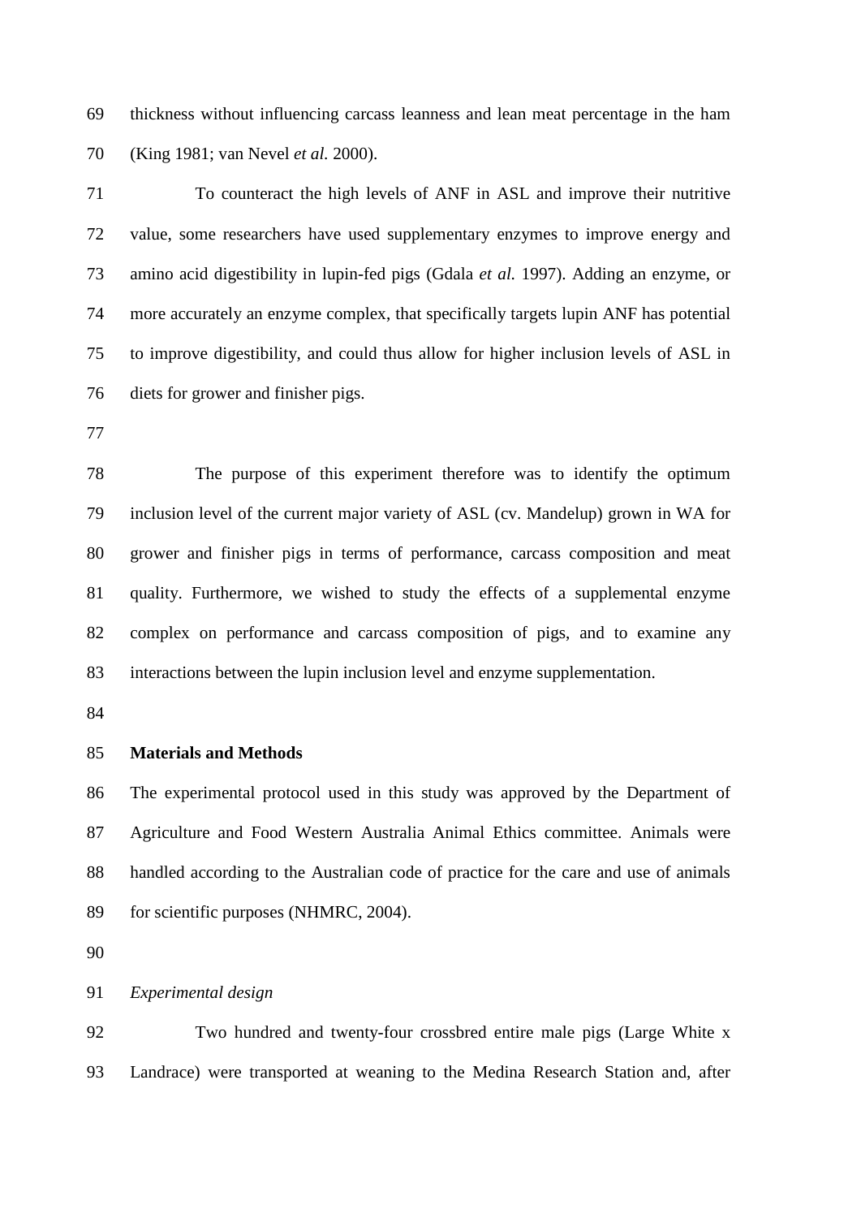thickness without influencing carcass leanness and lean meat percentage in the ham (King 1981; van Nevel *et al.* 2000).

To counteract the high levels of ANF in ASL and improve their nutritive value, some researchers have used supplementary enzymes to improve energy and amino acid digestibility in lupin-fed pigs (Gdala *et al.* 1997). Adding an enzyme, or more accurately an enzyme complex, that specifically targets lupin ANF has potential to improve digestibility, and could thus allow for higher inclusion levels of ASL in diets for grower and finisher pigs.

The purpose of this experiment therefore was to identify the optimum inclusion level of the current major variety of ASL (cv. Mandelup) grown in WA for grower and finisher pigs in terms of performance, carcass composition and meat quality. Furthermore, we wished to study the effects of a supplemental enzyme complex on performance and carcass composition of pigs, and to examine any interactions between the lupin inclusion level and enzyme supplementation.

## Materials and Methods

The experimental protocol used in this study was approved by the Department of Agriculture and Food Western Australia Animal Ethics committee. Animals were handled according to the Australian code of practice for the care and use of animals for scientific purposes (NHMRC, 2004).

### *Experimental design*

Two hundred and twenty-four crossbred entire male pigs (Large White x Landrace) were transported at weaning to the Medina Research Station and, after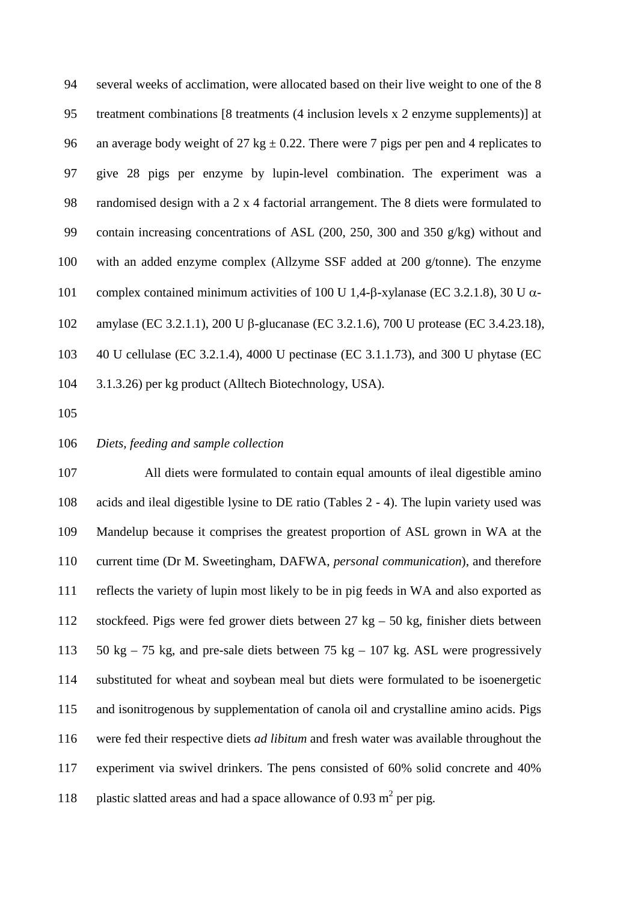several weeks of acclimation, were allocated based on their live weight to one of the 8 treatment combinations [8 treatments (4 inclusion levels x 2 enzyme supplements)] at an average body weight of 27 kg ± 0.22. There were 7 pigs per pen and 4 replicates to give 28 pigs per enzyme by lupin-level combination. The experiment was a randomised design with a 2 x 4 factorial arrangement. The 8 diets were formulated to contain increasing concentrations of ASL (200, 250, 300 and 350 g/kg) without and with an added enzyme complex (Allzyme SSF added at 200 g/tonne). The enzyme complex contained minimum activities of 100 U 1,4-β-xylanase (EC 3.2.1.8), 30 U α-amylase (EC 3.2.1.1), 200 U β-glucanase (EC 3.2.1.6), 700 U protease (EC 3.4.23.18), 40 U cellulase (EC 3.2.1.4), 4000 U pectinase (EC 3.1.1.73), and 300 U phytase (EC 3.1.3.26) per kg product (Alltech Biotechnology, USA).

*Diets, feeding and sample collection*

All diets were formulated to contain equal amounts of ileal digestible amino acids and ileal digestible lysine to DE ratio (Tables 2 - 4). The lupin variety used was Mandelup because it comprises the greatest proportion of ASL grown in WA at the current time (Dr M. Sweetingham, DAFWA, *personal communication*), and therefore reflects the variety of lupin most likely to be in pig feeds in WA and also exported as stockfeed. Pigs were fed grower diets between 27 kg – 50 kg, finisher diets between 50 kg – 75 kg, and pre-sale diets between 75 kg – 107 kg. ASL were progressively substituted for wheat and soybean meal but diets were formulated to be isoenergetic and isonitrogenous by supplementation of canola oil and crystalline amino acids. Pigs were fed their respective diets *ad libitum* and fresh water was available throughout the experiment via swivel drinkers. The pens consisted of 60% solid concrete and 40% plastic slatted areas and had a space allowance of 0.93 $m^2$ per pig.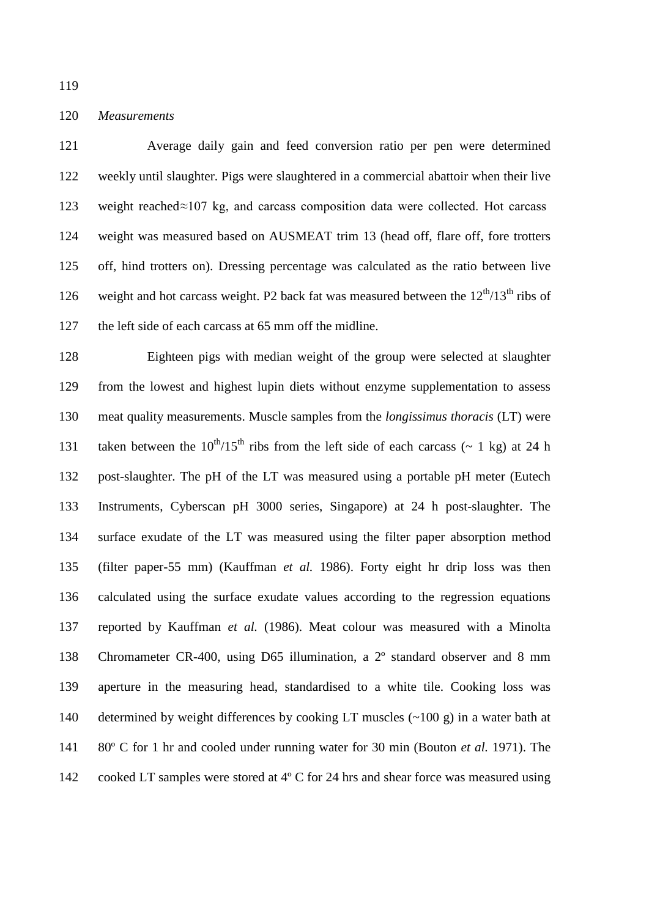*Measurements*

Average daily gain and feed conversion ratio per pen were determined weekly until slaughter. Pigs were slaughtered in a commercial abattoir when their live weight reached≈107 kg, and carcass composition data were collected. Hot carcass weight was measured based on AUSMEAT trim 13 (head off, flare off, fore trotters off, hind trotters on). Dressing percentage was calculated as the ratio between live weight and hot carcass weight. P2 back fat was measured between the $12^{th}/13^{th}$ ribs of the left side of each carcass at 65 mm off the midline.

Eighteen pigs with median weight of the group were selected at slaughter from the lowest and highest lupin diets without enzyme supplementation to assess meat quality measurements. Muscle samples from the *longissimus thoracis* (LT) were taken between the $10^{th}/15^{th}$ ribs from the left side of each carcass (~ 1 kg) at 24 h post-slaughter. The pH of the LT was measured using a portable pH meter (Eutech Instruments, Cyberscan pH 3000 series, Singapore) at 24 h post-slaughter. The surface exudate of the LT was measured using the filter paper absorption method (filter paper-55 mm) (Kauffman *et al.* 1986). Forty eight hr drip loss was then calculated using the surface exudate values according to the regression equations reported by Kauffman *et al.* (1986). Meat colour was measured with a Minolta Chromameter CR-400, using D65 illumination, a 2º standard observer and 8 mm aperture in the measuring head, standardised to a white tile. Cooking loss was determined by weight differences by cooking LT muscles (~100 g) in a water bath at 80º C for 1 hr and cooled under running water for 30 min (Bouton *et al.* 1971). The cooked LT samples were stored at 4º C for 24 hrs and shear force was measured using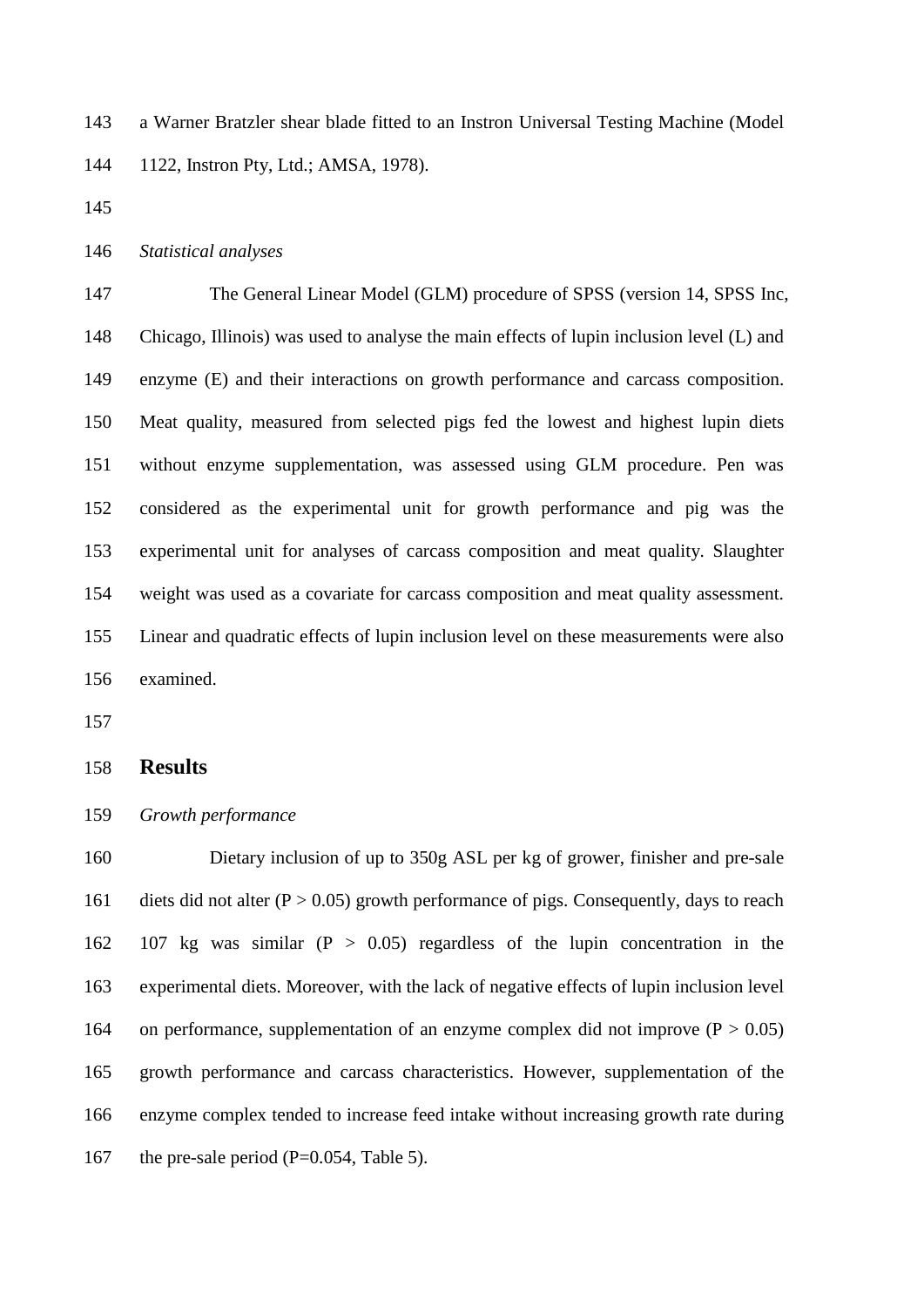a Warner Bratzler shear blade fitted to an Instron Universal Testing Machine (Model 1122, Instron Pty, Ltd.; AMSA, 1978).

*Statistical analyses*

The General Linear Model (GLM) procedure of SPSS (version 14, SPSS Inc, Chicago, Illinois) was used to analyse the main effects of lupin inclusion level (L) and enzyme (E) and their interactions on growth performance and carcass composition. Meat quality, measured from selected pigs fed the lowest and highest lupin diets without enzyme supplementation, was assessed using GLM procedure. Pen was considered as the experimental unit for growth performance and pig was the experimental unit for analyses of carcass composition and meat quality. Slaughter weight was used as a covariate for carcass composition and meat quality assessment. Linear and quadratic effects of lupin inclusion level on these measurements were also examined.

## Results

*Growth performance*

Dietary inclusion of up to 350g ASL per kg of grower, finisher and pre-sale diets did not alter ($P > 0.05$) growth performance of pigs. Consequently, days to reach 107 kg was similar ($P > 0.05$) regardless of the lupin concentration in the experimental diets. Moreover, with the lack of negative effects of lupin inclusion level on performance, supplementation of an enzyme complex did not improve ($P > 0.05$) growth performance and carcass characteristics. However, supplementation of the enzyme complex tended to increase feed intake without increasing growth rate during the pre-sale period ($P=0.054$, Table 5).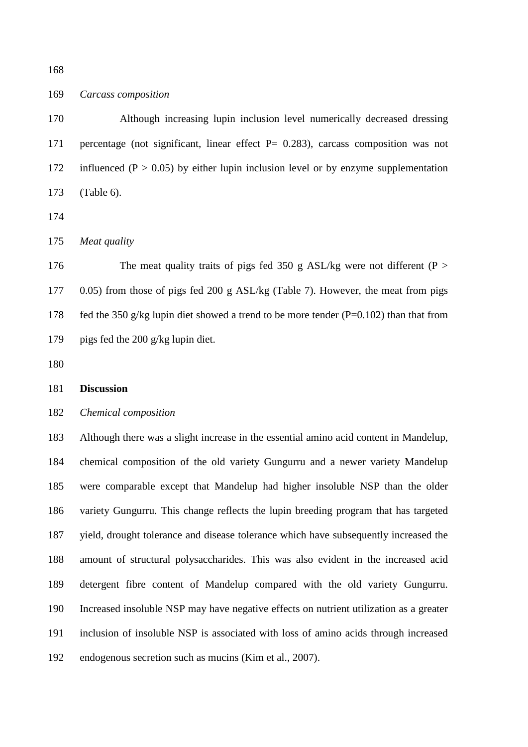*Carcass composition*

Although increasing lupin inclusion level numerically decreased dressing percentage (not significant, linear effect P= 0.283), carcass composition was not influenced (P > 0.05) by either lupin inclusion level or by enzyme supplementation (Table 6).

*Meat quality*

The meat quality traits of pigs fed 350 g ASL/kg were not different (P > 0.05) from those of pigs fed 200 g ASL/kg (Table 7). However, the meat from pigs fed the 350 g/kg lupin diet showed a trend to be more tender (P=0.102) than that from pigs fed the 200 g/kg lupin diet.

## Discussion

*Chemical composition*

Although there was a slight increase in the essential amino acid content in Mandelup, chemical composition of the old variety Gungurru and a newer variety Mandelup were comparable except that Mandelup had higher insoluble NSP than the older variety Gungurru. This change reflects the lupin breeding program that has targeted yield, drought tolerance and disease tolerance which have subsequently increased the amount of structural polysaccharides. This was also evident in the increased acid detergent fibre content of Mandelup compared with the old variety Gungurru. Increased insoluble NSP may have negative effects on nutrient utilization as a greater inclusion of insoluble NSP is associated with loss of amino acids through increased endogenous secretion such as mucins (Kim et al., 2007).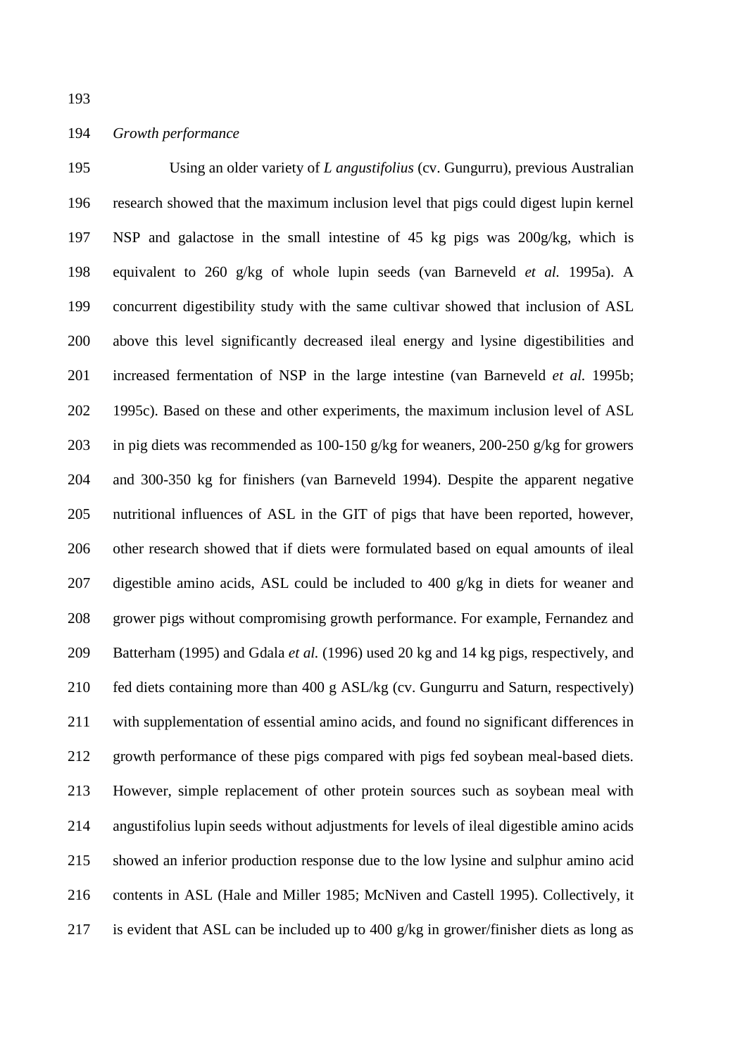*Growth performance*

Using an older variety of *L angustifolius* (cv. Gungurru), previous Australian research showed that the maximum inclusion level that pigs could digest lupin kernel NSP and galactose in the small intestine of 45 kg pigs was 200g/kg, which is equivalent to 260 g/kg of whole lupin seeds (van Barneveld *et al.* 1995a). A concurrent digestibility study with the same cultivar showed that inclusion of ASL above this level significantly decreased ileal energy and lysine digestibilities and increased fermentation of NSP in the large intestine (van Barneveld *et al.* 1995b; 1995c). Based on these and other experiments, the maximum inclusion level of ASL in pig diets was recommended as 100-150 g/kg for weaners, 200-250 g/kg for growers and 300-350 kg for finishers (van Barneveld 1994). Despite the apparent negative nutritional influences of ASL in the GIT of pigs that have been reported, however, other research showed that if diets were formulated based on equal amounts of ileal digestible amino acids, ASL could be included to 400 g/kg in diets for weaner and grower pigs without compromising growth performance. For example, Fernandez and Batterham (1995) and Gdala *et al.* (1996) used 20 kg and 14 kg pigs, respectively, and fed diets containing more than 400 g ASL/kg (cv. Gungurru and Saturn, respectively) with supplementation of essential amino acids, and found no significant differences in growth performance of these pigs compared with pigs fed soybean meal-based diets. However, simple replacement of other protein sources such as soybean meal with angustifolius lupin seeds without adjustments for levels of ileal digestible amino acids showed an inferior production response due to the low lysine and sulphur amino acid contents in ASL (Hale and Miller 1985; McNiven and Castell 1995). Collectively, it is evident that ASL can be included up to 400 g/kg in grower/finisher diets as long as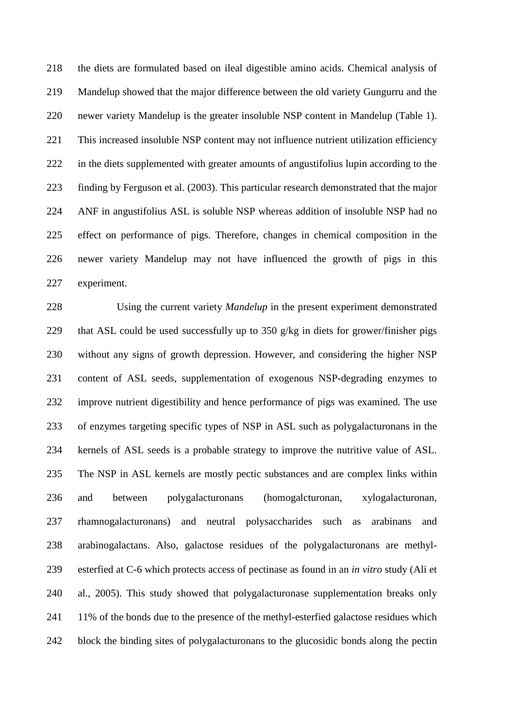the diets are formulated based on ileal digestible amino acids. Chemical analysis of Mandelup showed that the major difference between the old variety Gungurru and the newer variety Mandelup is the greater insoluble NSP content in Mandelup (Table 1). This increased insoluble NSP content may not influence nutrient utilization efficiency in the diets supplemented with greater amounts of angustifolius lupin according to the finding by Ferguson et al. (2003). This particular research demonstrated that the major ANF in angustifolius ASL is soluble NSP whereas addition of insoluble NSP had no effect on performance of pigs. Therefore, changes in chemical composition in the newer variety Mandelup may not have influenced the growth of pigs in this experiment.

Using the current variety *Mandelup* in the present experiment demonstrated that ASL could be used successfully up to 350 g/kg in diets for grower/finisher pigs without any signs of growth depression. However, and considering the higher NSP content of ASL seeds, supplementation of exogenous NSP-degrading enzymes to improve nutrient digestibility and hence performance of pigs was examined. The use of enzymes targeting specific types of NSP in ASL such as polygalacturonans in the kernels of ASL seeds is a probable strategy to improve the nutritive value of ASL. The NSP in ASL kernels are mostly pectic substances and are complex links within and between polygalacturonans (homogalcturonan, xylogalacturonan, rhamnogalacturonans) and neutral polysaccharides such as arabinans and arabinogalactans. Also, galactose residues of the polygalacturonans are methyl-esterfied at C-6 which protects access of pectinase as found in an *in vitro* study (Ali et al., 2005). This study showed that polygalacturonase supplementation breaks only 11% of the bonds due to the presence of the methyl-esterfied galactose residues which block the binding sites of polygalacturonans to the glucosidic bonds along the pectin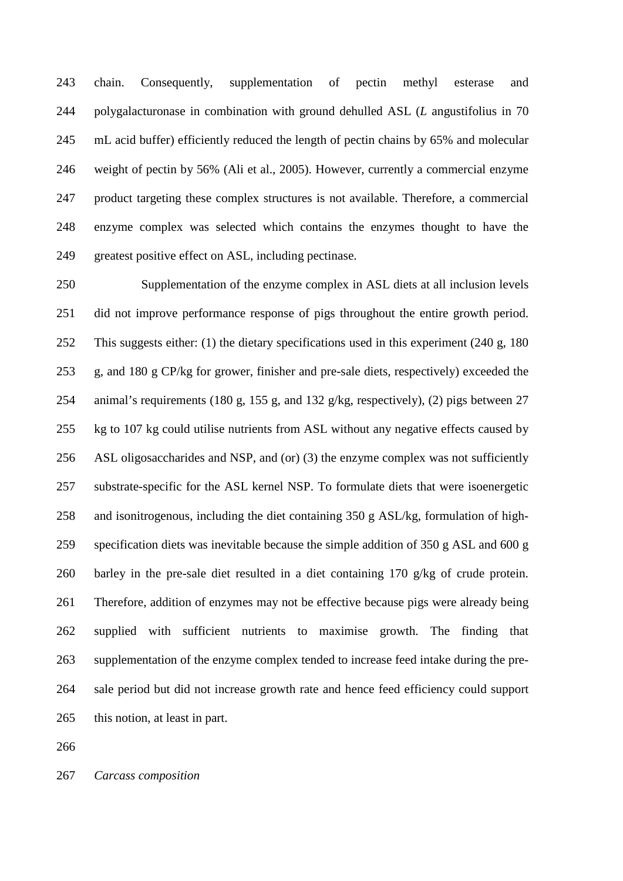chain. Consequently, supplementation of pectin methyl esterase and polygalacturonase in combination with ground dehulled ASL (*L* angustifolius in 70 mL acid buffer) efficiently reduced the length of pectin chains by 65% and molecular weight of pectin by 56% (Ali et al., 2005). However, currently a commercial enzyme product targeting these complex structures is not available. Therefore, a commercial enzyme complex was selected which contains the enzymes thought to have the greatest positive effect on ASL, including pectinase.

Supplementation of the enzyme complex in ASL diets at all inclusion levels did not improve performance response of pigs throughout the entire growth period. This suggests either: (1) the dietary specifications used in this experiment (240 g, 180 g, and 180 g CP/kg for grower, finisher and pre-sale diets, respectively) exceeded the animal's requirements (180 g, 155 g, and 132 g/kg, respectively), (2) pigs between 27 kg to 107 kg could utilise nutrients from ASL without any negative effects caused by ASL oligosaccharides and NSP, and (or) (3) the enzyme complex was not sufficiently substrate-specific for the ASL kernel NSP. To formulate diets that were isoenergetic and isonitrogenous, including the diet containing 350 g ASL/kg, formulation of high-specification diets was inevitable because the simple addition of 350 g ASL and 600 g barley in the pre-sale diet resulted in a diet containing 170 g/kg of crude protein. Therefore, addition of enzymes may not be effective because pigs were already being supplied with sufficient nutrients to maximise growth. The finding that supplementation of the enzyme complex tended to increase feed intake during the pre-sale period but did not increase growth rate and hence feed efficiency could support this notion, at least in part.

*Carcass composition*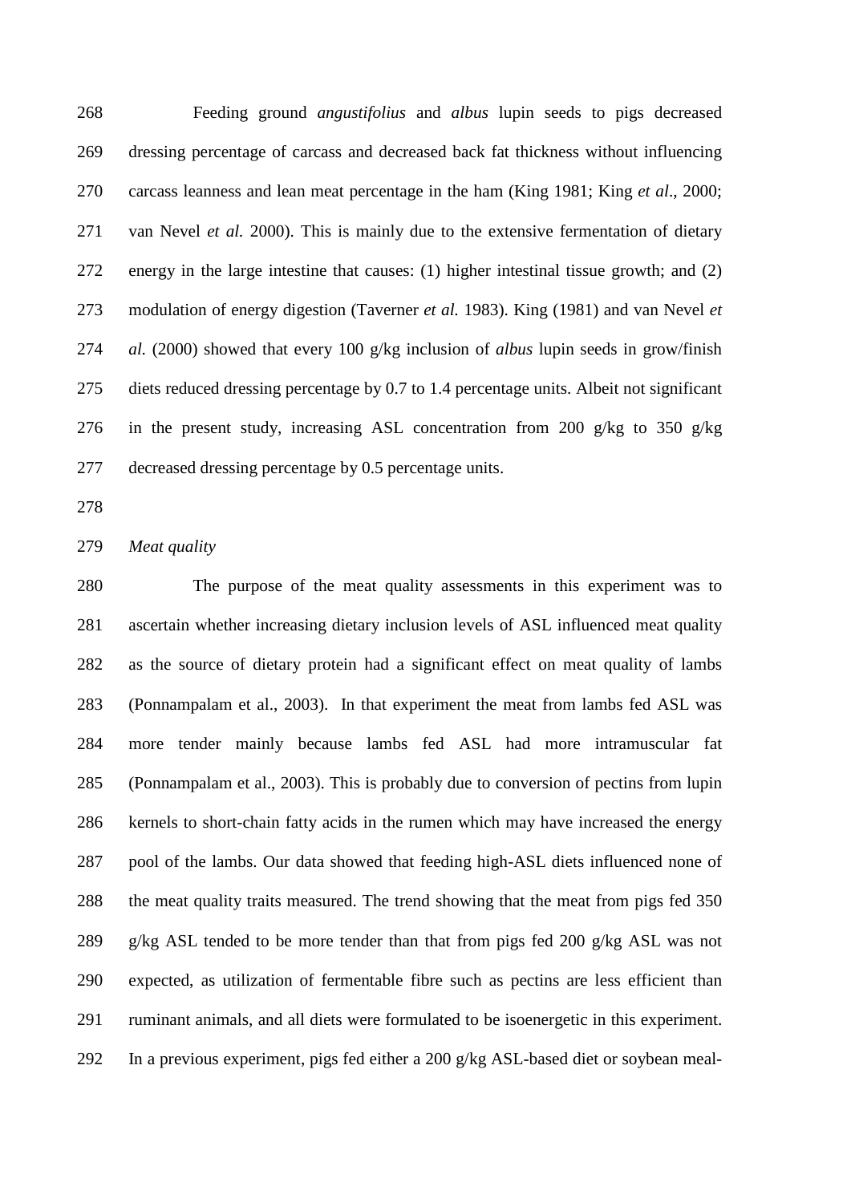Feeding ground *angustifolius* and *albus* lupin seeds to pigs decreased dressing percentage of carcass and decreased back fat thickness without influencing carcass leanness and lean meat percentage in the ham (King 1981; King *et al*., 2000; van Nevel *et al.* 2000). This is mainly due to the extensive fermentation of dietary energy in the large intestine that causes: (1) higher intestinal tissue growth; and (2) modulation of energy digestion (Taverner *et al.* 1983). King (1981) and van Nevel *et al.* (2000) showed that every 100 g/kg inclusion of *albus* lupin seeds in grow/finish diets reduced dressing percentage by 0.7 to 1.4 percentage units. Albeit not significant in the present study, increasing ASL concentration from 200 g/kg to 350 g/kg decreased dressing percentage by 0.5 percentage units.

*Meat quality*

The purpose of the meat quality assessments in this experiment was to ascertain whether increasing dietary inclusion levels of ASL influenced meat quality as the source of dietary protein had a significant effect on meat quality of lambs (Ponnampalam et al., 2003). In that experiment the meat from lambs fed ASL was more tender mainly because lambs fed ASL had more intramuscular fat (Ponnampalam et al., 2003). This is probably due to conversion of pectins from lupin kernels to short-chain fatty acids in the rumen which may have increased the energy pool of the lambs. Our data showed that feeding high-ASL diets influenced none of the meat quality traits measured. The trend showing that the meat from pigs fed 350 g/kg ASL tended to be more tender than that from pigs fed 200 g/kg ASL was not expected, as utilization of fermentable fibre such as pectins are less efficient than ruminant animals, and all diets were formulated to be isoenergetic in this experiment. In a previous experiment, pigs fed either a 200 g/kg ASL-based diet or soybean meal-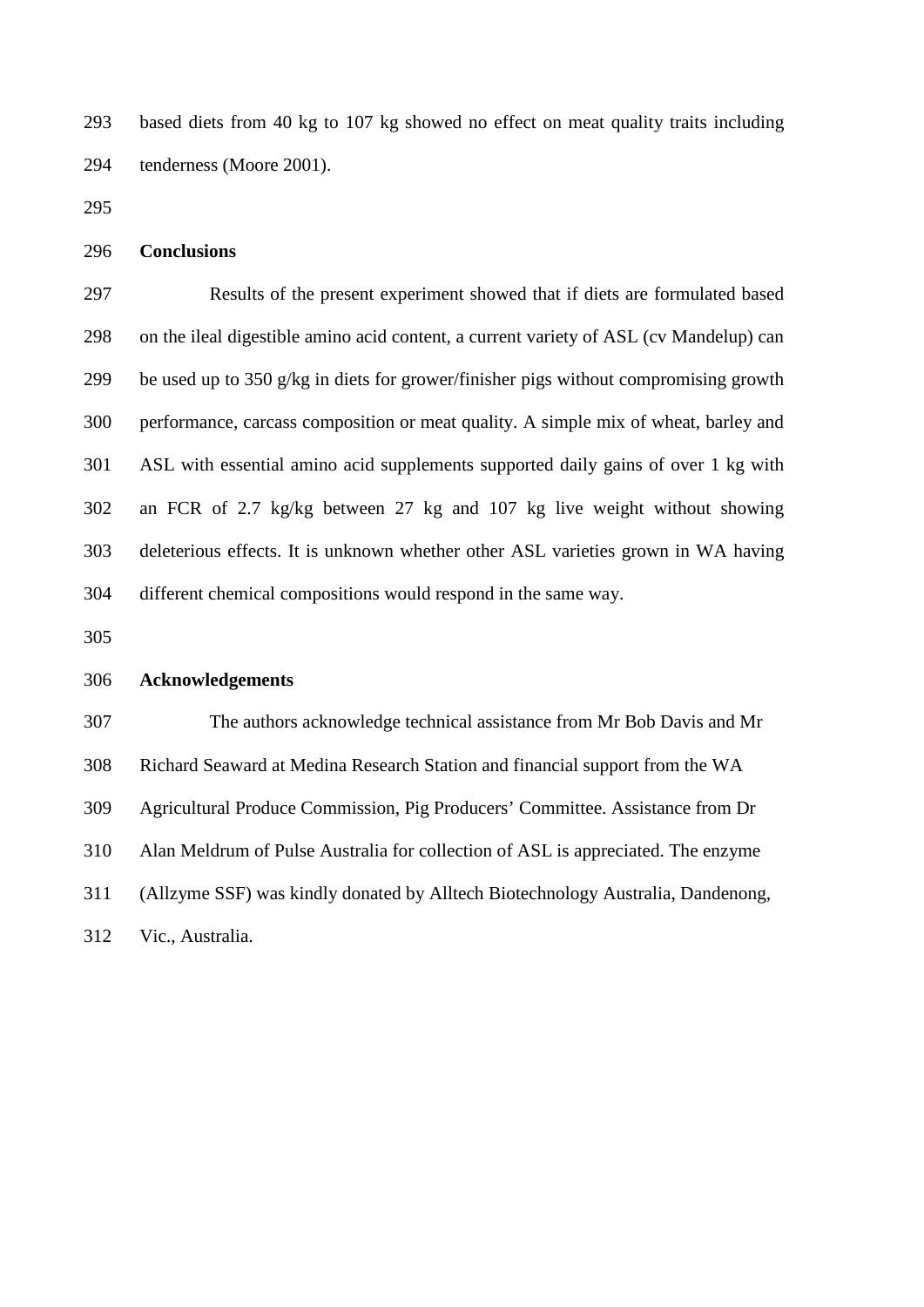based diets from 40 kg to 107 kg showed no effect on meat quality traits including tenderness (Moore 2001).

## Conclusions

Results of the present experiment showed that if diets are formulated based on the ileal digestible amino acid content, a current variety of ASL (cv Mandelup) can be used up to 350 g/kg in diets for grower/finisher pigs without compromising growth performance, carcass composition or meat quality. A simple mix of wheat, barley and ASL with essential amino acid supplements supported daily gains of over 1 kg with an FCR of 2.7 kg/kg between 27 kg and 107 kg live weight without showing deleterious effects. It is unknown whether other ASL varieties grown in WA having different chemical compositions would respond in the same way.

## Acknowledgements

The authors acknowledge technical assistance from Mr Bob Davis and Mr Richard Seaward at Medina Research Station and financial support from the WA Agricultural Produce Commission, Pig Producers' Committee. Assistance from Dr Alan Meldrum of Pulse Australia for collection of ASL is appreciated. The enzyme (Allzyme SSF) was kindly donated by Alltech Biotechnology Australia, Dandenong, Vic., Australia.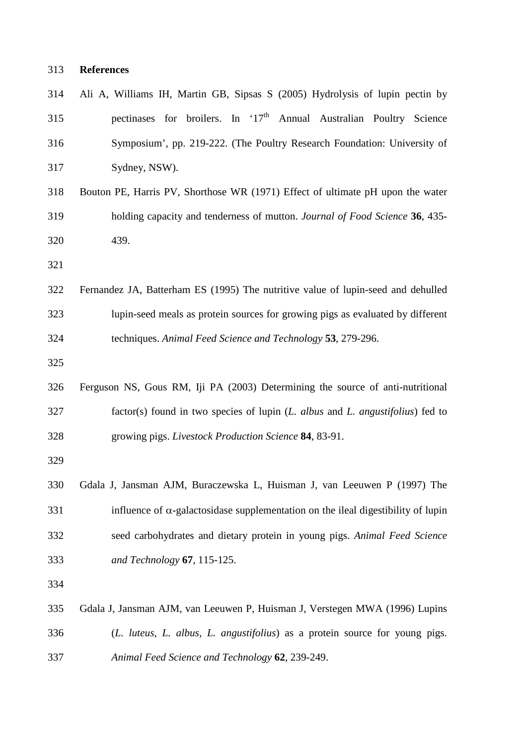## References

Ali A, Williams IH, Martin GB, Sipsas S (2005) Hydrolysis of lupin pectin by pectinases for broilers. In '17$^{th}$ Annual Australian Poultry Science Symposium', pp. 219-222. (The Poultry Research Foundation: University of Sydney, NSW).

Bouton PE, Harris PV, Shorthose WR (1971) Effect of ultimate pH upon the water holding capacity and tenderness of mutton. *Journal of Food Science* **36**, 435-439.

Fernandez JA, Batterham ES (1995) The nutritive value of lupin-seed and dehulled lupin-seed meals as protein sources for growing pigs as evaluated by different techniques. *Animal Feed Science and Technology* **53**, 279-296.

Ferguson NS, Gous RM, Iji PA (2003) Determining the source of anti-nutritional factor(s) found in two species of lupin (*L. albus* and *L. angustifolius*) fed to growing pigs. *Livestock Production Science* **84**, 83-91.

Gdala J, Jansman AJM, Buraczewska L, Huisman J, van Leeuwen P (1997) The influence of $\alpha$-galactosidase supplementation on the ileal digestibility of lupin seed carbohydrates and dietary protein in young pigs. *Animal Feed Science and Technology* **67**, 115-125.

Gdala J, Jansman AJM, van Leeuwen P, Huisman J, Verstegen MWA (1996) Lupins (*L. luteus*, *L. albus*, *L. angustifolius*) as a protein source for young pigs. *Animal Feed Science and Technology* **62**, 239-249.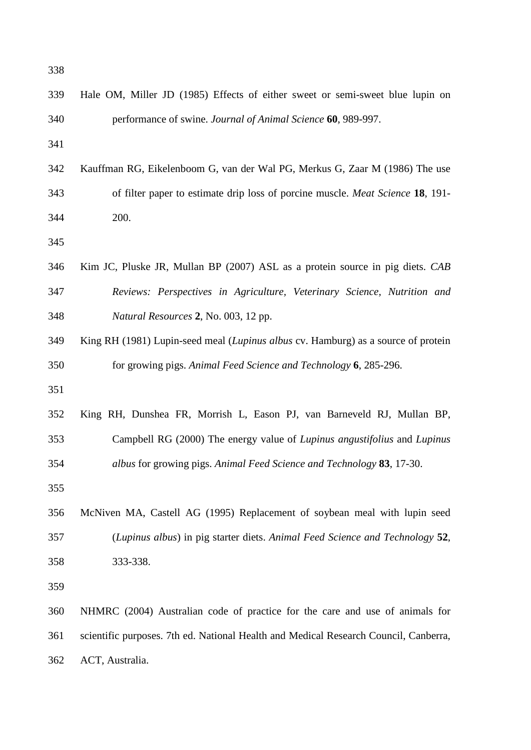Hale OM, Miller JD (1985) Effects of either sweet or semi-sweet blue lupin on performance of swine. *Journal of Animal Science* **60**, 989-997.

Kauffman RG, Eikelenboom G, van der Wal PG, Merkus G, Zaar M (1986) The use of filter paper to estimate drip loss of porcine muscle. *Meat Science* **18**, 191-200.

Kim JC, Pluske JR, Mullan BP (2007) ASL as a protein source in pig diets. *CAB Reviews: Perspectives in Agriculture, Veterinary Science, Nutrition and Natural Resources* **2**, No. 003, 12 pp.

King RH (1981) Lupin-seed meal (*Lupinus albus* cv. Hamburg) as a source of protein for growing pigs. *Animal Feed Science and Technology* **6**, 285-296.

King RH, Dunshea FR, Morrish L, Eason PJ, van Barneveld RJ, Mullan BP, Campbell RG (2000) The energy value of *Lupinus angustifolius* and *Lupinus albus* for growing pigs. *Animal Feed Science and Technology* **83**, 17-30.

McNiven MA, Castell AG (1995) Replacement of soybean meal with lupin seed (*Lupinus albus*) in pig starter diets. *Animal Feed Science and Technology* **52**, 333-338.

NHMRC (2004) Australian code of practice for the care and use of animals for scientific purposes. 7th ed. National Health and Medical Research Council, Canberra, ACT, Australia.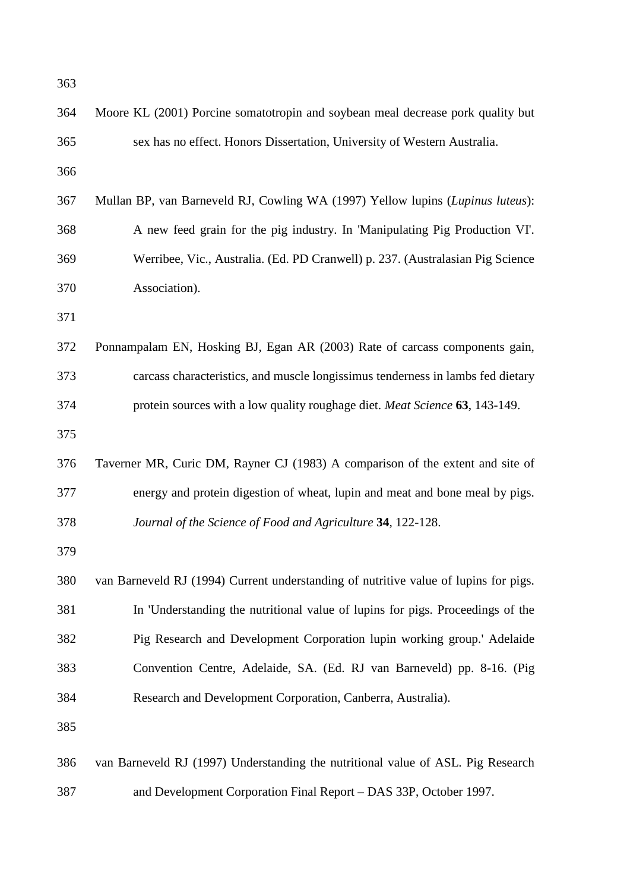Moore KL (2001) Porcine somatotropin and soybean meal decrease pork quality but sex has no effect. Honors Dissertation, University of Western Australia.

Mullan BP, van Barneveld RJ, Cowling WA (1997) Yellow lupins (*Lupinus luteus*): A new feed grain for the pig industry. In 'Manipulating Pig Production VI'. Werribee, Vic., Australia. (Ed. PD Cranwell) p. 237. (Australasian Pig Science Association).

Ponnampalam EN, Hosking BJ, Egan AR (2003) Rate of carcass components gain, carcass characteristics, and muscle longissimus tenderness in lambs fed dietary protein sources with a low quality roughage diet. *Meat Science* **63**, 143-149.

Taverner MR, Curic DM, Rayner CJ (1983) A comparison of the extent and site of energy and protein digestion of wheat, lupin and meat and bone meal by pigs. *Journal of the Science of Food and Agriculture* **34**, 122-128.

van Barneveld RJ (1994) Current understanding of nutritive value of lupins for pigs. In 'Understanding the nutritional value of lupins for pigs. Proceedings of the Pig Research and Development Corporation lupin working group.' Adelaide Convention Centre, Adelaide, SA. (Ed. RJ van Barneveld) pp. 8-16. (Pig Research and Development Corporation, Canberra, Australia).

van Barneveld RJ (1997) Understanding the nutritional value of ASL. Pig Research and Development Corporation Final Report – DAS 33P, October 1997.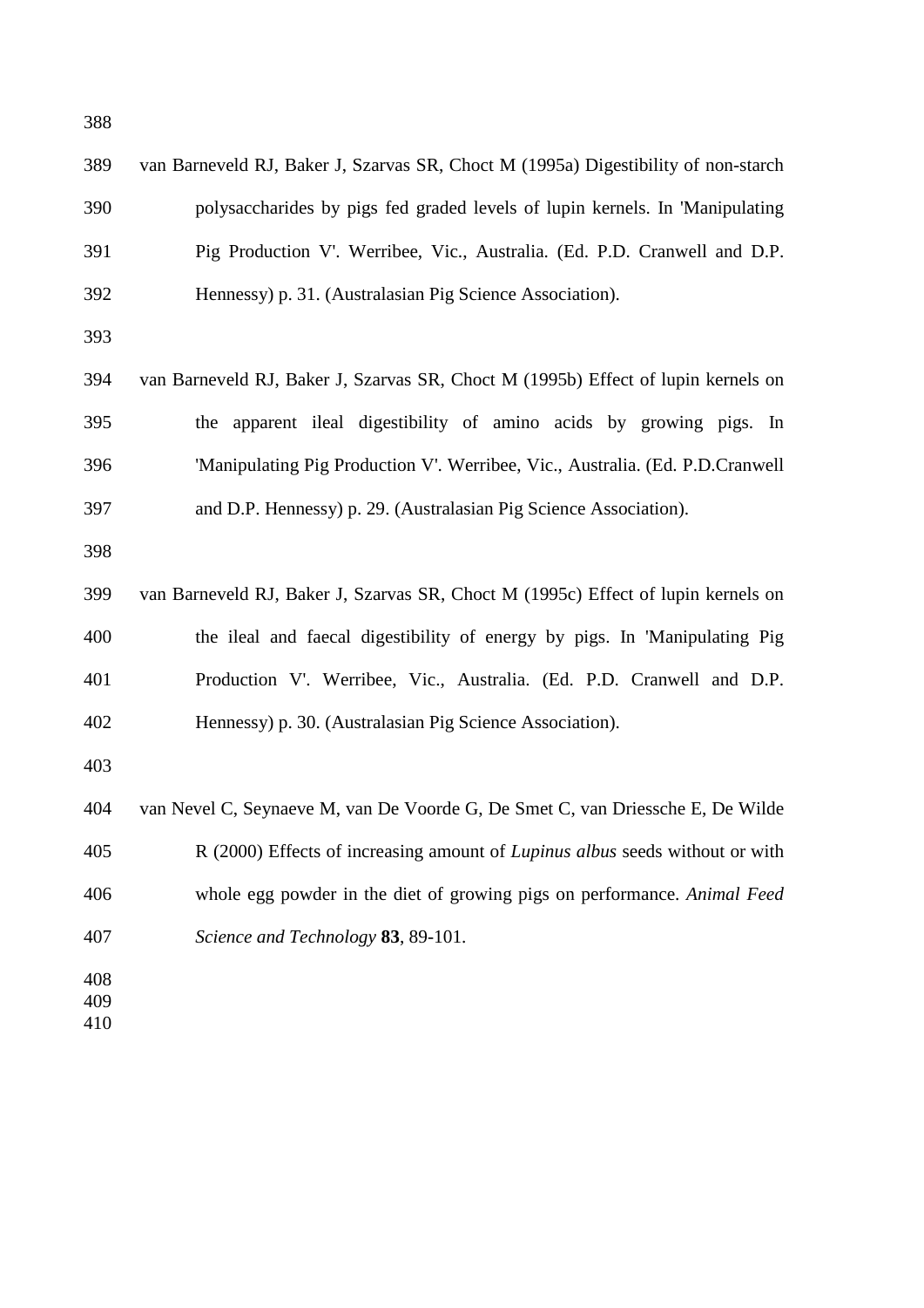van Barneveld RJ, Baker J, Szarvas SR, Choct M (1995a) Digestibility of non-starch polysaccharides by pigs fed graded levels of lupin kernels. In 'Manipulating Pig Production V'. Werribee, Vic., Australia. (Ed. P.D. Cranwell and D.P. Hennessy) p. 31. (Australasian Pig Science Association).

van Barneveld RJ, Baker J, Szarvas SR, Choct M (1995b) Effect of lupin kernels on the apparent ileal digestibility of amino acids by growing pigs. In 'Manipulating Pig Production V'. Werribee, Vic., Australia. (Ed. P.D.Cranwell and D.P. Hennessy) p. 29. (Australasian Pig Science Association).

van Barneveld RJ, Baker J, Szarvas SR, Choct M (1995c) Effect of lupin kernels on the ileal and faecal digestibility of energy by pigs. In 'Manipulating Pig Production V'. Werribee, Vic., Australia. (Ed. P.D. Cranwell and D.P. Hennessy) p. 30. (Australasian Pig Science Association).

van Nevel C, Seynaeve M, van De Voorde G, De Smet C, van Driessche E, De Wilde R (2000) Effects of increasing amount of *Lupinus albus* seeds without or with whole egg powder in the diet of growing pigs on performance. *Animal Feed Science and Technology* **83**, 89-101.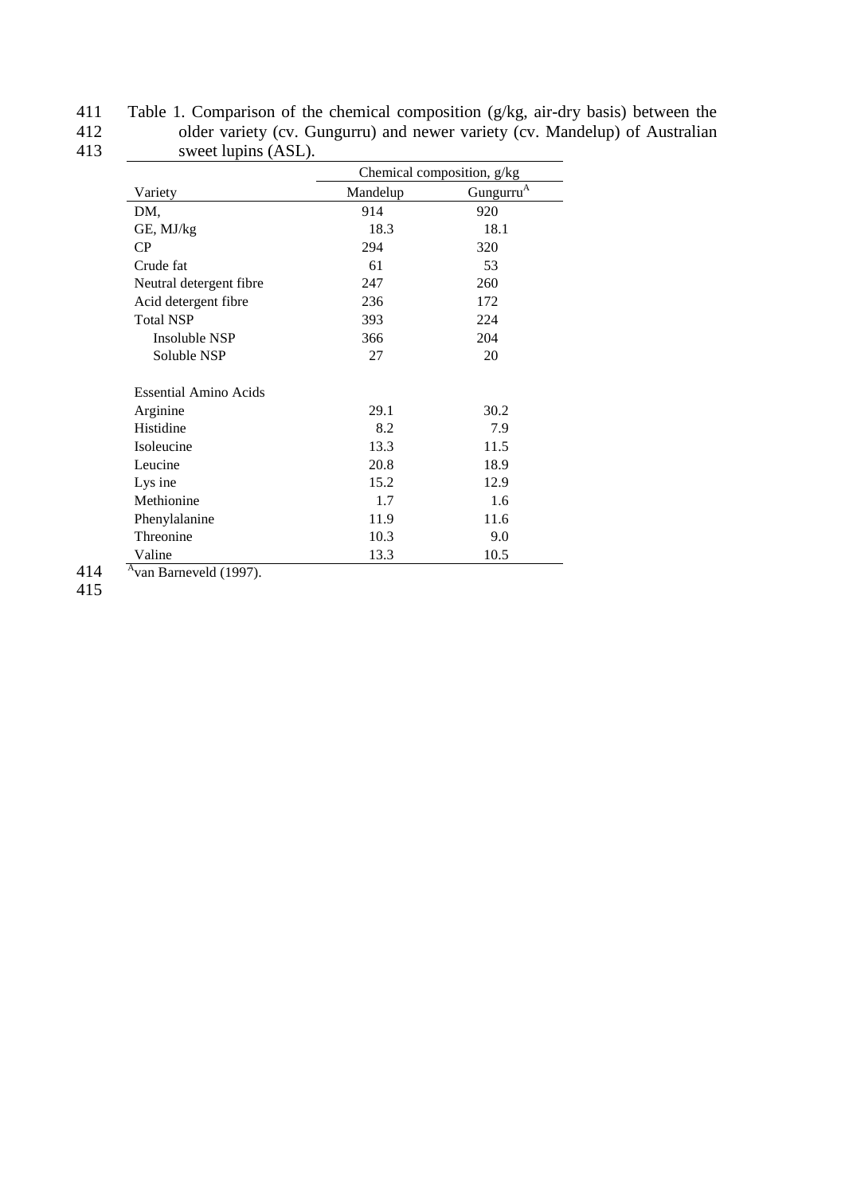Table 1. Comparison of the chemical composition (g/kg, air-dry basis) between the older variety (cv. Gungurru) and newer variety (cv. Mandelup) of Australian sweet lupins (ASL).

| | Chemical composition, g/kg | |
|---|---|---|
| Variety | Mandelup | Gungurru[A] |
| DM, | 914 | 920 |
| GE, MJ/kg | 18.3 | 18.1 |
| CP | 294 | 320 |
| Crude fat | 61 | 53 |
| Neutral detergent fibre | 247 | 260 |
| Acid detergent fibre | 236 | 172 |
| Total NSP | 393 | 224 |
| Insoluble NSP | 366 | 204 |
| Soluble NSP | 27 | 20 |
| | | |
| Essential Amino Acids | | |
| Arginine | 29.1 | 30.2 |
| Histidine | 8.2 | 7.9 |
| Isoleucine | 13.3 | 11.5 |
| Leucine | 20.8 | 18.9 |
| Lys ine | 15.2 | 12.9 |
| Methionine | 1.7 | 1.6 |
| Phenylalanine | 11.9 | 11.6 |
| Threonine | 10.3 | 9.0 |
| Valine | 13.3 | 10.5 |

[A]van Barneveld (1997).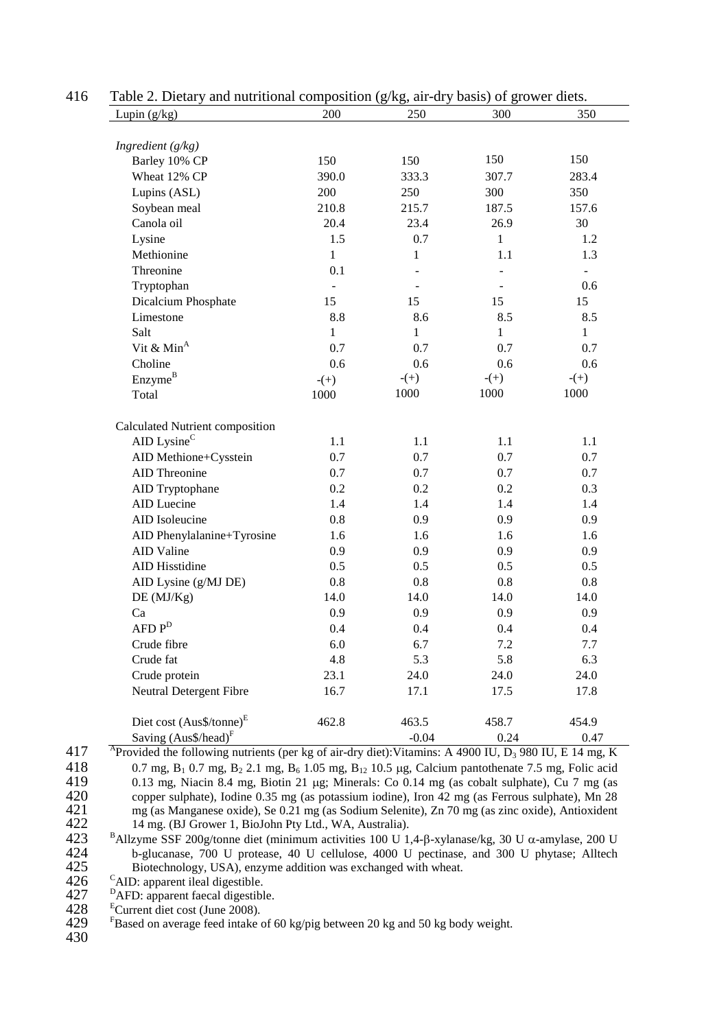Table 2. Dietary and nutritional composition (g/kg, air-dry basis) of grower diets.

| Lupin (g/kg) | 200 | 250 | 300 | 350 |
|---|---|---|---|---|
| *Ingredient (g/kg)* | | | | |
| Barley 10% CP | 150 | 150 | 150 | 150 |
| Wheat 12% CP | 390.0 | 333.3 | 307.7 | 283.4 |
| Lupins (ASL) | 200 | 250 | 300 | 350 |
| Soybean meal | 210.8 | 215.7 | 187.5 | 157.6 |
| Canola oil | 20.4 | 23.4 | 26.9 | 30 |
| Lysine | 1.5 | 0.7 | 1 | 1.2 |
| Methionine | 1 | 1 | 1.1 | 1.3 |
| Threonine | 0.1 | - | - | - |
| Tryptophan | - | - | - | 0.6 |
| Dicalcium Phosphate | 15 | 15 | 15 | 15 |
| Limestone | 8.8 | 8.6 | 8.5 | 8.5 |
| Salt | 1 | 1 | 1 | 1 |
| Vit & Min[A] | 0.7 | 0.7 | 0.7 | 0.7 |
| Choline | 0.6 | 0.6 | 0.6 | 0.6 |
| Enzyme[B] | -(+) | -(+) | -(+) | -(+) |
| Total | 1000 | 1000 | 1000 | 1000 |
| Calculated Nutrient composition | | | | |
| AID Lysine[C] | 1.1 | 1.1 | 1.1 | 1.1 |
| AID Methione+Cysstein | 0.7 | 0.7 | 0.7 | 0.7 |
| AID Threonine | 0.7 | 0.7 | 0.7 | 0.7 |
| AID Tryptophane | 0.2 | 0.2 | 0.2 | 0.3 |
| AID Luecine | 1.4 | 1.4 | 1.4 | 1.4 |
| AID Isoleucine | 0.8 | 0.9 | 0.9 | 0.9 |
| AID Phenylalanine+Tyrosine | 1.6 | 1.6 | 1.6 | 1.6 |
| AID Valine | 0.9 | 0.9 | 0.9 | 0.9 |
| AID Hisstidine | 0.5 | 0.5 | 0.5 | 0.5 |
| AID Lysine (g/MJ DE) | 0.8 | 0.8 | 0.8 | 0.8 |
| DE (MJ/Kg) | 14.0 | 14.0 | 14.0 | 14.0 |
| Ca | 0.9 | 0.9 | 0.9 | 0.9 |
| AFD P[D] | 0.4 | 0.4 | 0.4 | 0.4 |
| Crude fibre | 6.0 | 6.7 | 7.2 | 7.7 |
| Crude fat | 4.8 | 5.3 | 5.8 | 6.3 |
| Crude protein | 23.1 | 24.0 | 24.0 | 24.0 |
| Neutral Detergent Fibre | 16.7 | 17.1 | 17.5 | 17.8 |
| Diet cost (Aus$/tonne)[E] | 462.8 | 463.5 | 458.7 | 454.9 |
| Saving (Aus$/head)[F] | | -0.04 | 0.24 | 0.47 |

[A]Provided the following nutrients (per kg of air-dry diet):Vitamins: A 4900 IU, $D_3$ 980 IU, E 14 mg, K 0.7 mg, $B_1$ 0.7 mg, $B_2$ 2.1 mg, $B_6$ 1.05 mg, $B_{12}$ 10.5 μg, Calcium pantothenate 7.5 mg, Folic acid 0.13 mg, Niacin 8.4 mg, Biotin 21 μg; Minerals: Co 0.14 mg (as cobalt sulphate), Cu 7 mg (as copper sulphate), Iodine 0.35 mg (as potassium iodine), Iron 42 mg (as Ferrous sulphate), Mn 28 mg (as Manganese oxide), Se 0.21 mg (as Sodium Selenite), Zn 70 mg (as zinc oxide), Antioxident 14 mg. (BJ Grower 1, BioJohn Pty Ltd., WA, Australia).

[B]Allzyme SSF 200g/tonne diet (minimum activities 100 U 1,4-β-xylanase/kg, 30 U α-amylase, 200 U b-glucanase, 700 U protease, 40 U cellulose, 4000 U pectinase, and 300 U phytase; Alltech Biotechnology, USA), enzyme addition was exchanged with wheat.

[C]AID: apparent ileal digestible.

[D]AFD: apparent faecal digestible.

[E]Current diet cost (June 2008).

[F]Based on average feed intake of 60 kg/pig between 20 kg and 50 kg body weight.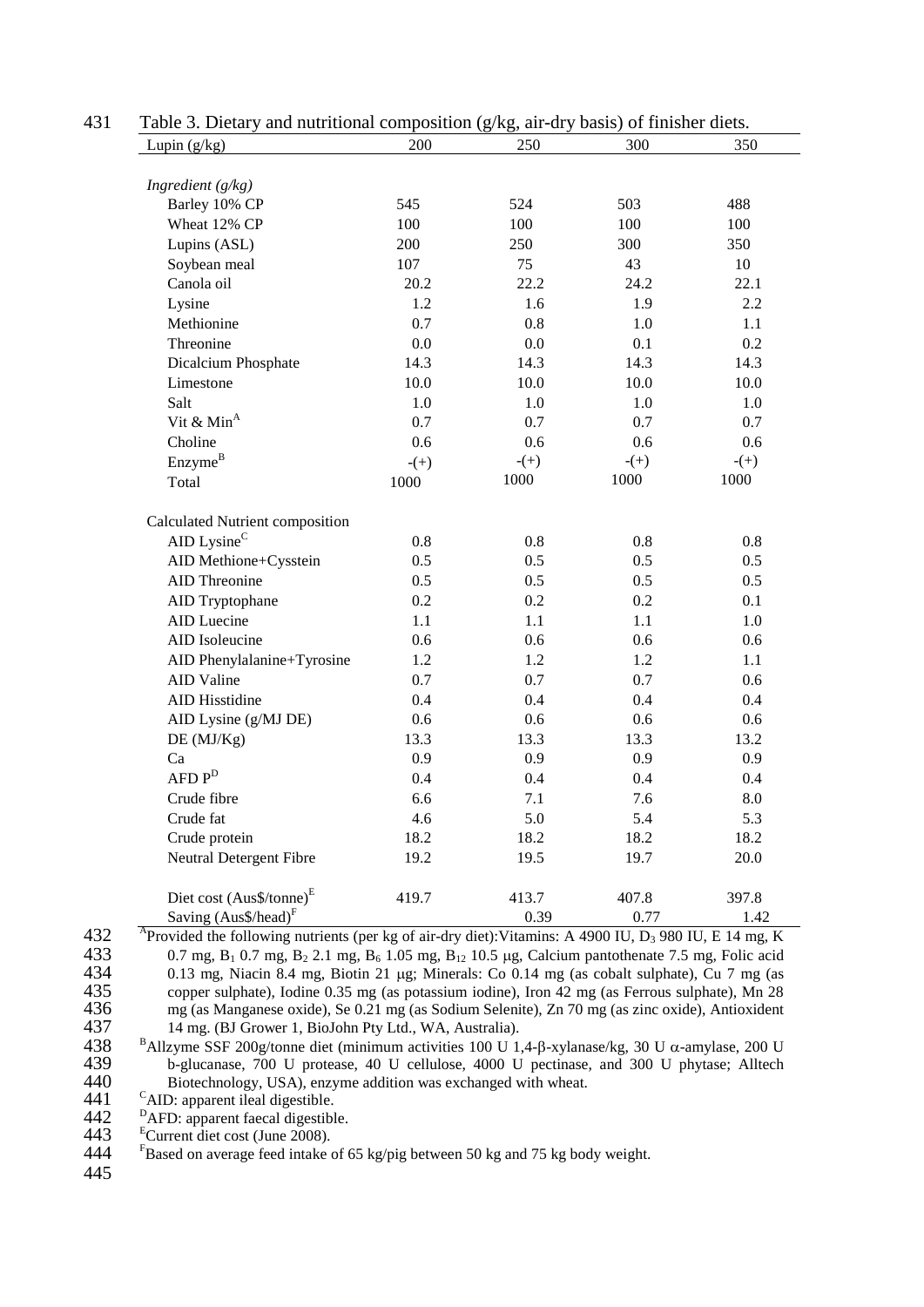Table 3. Dietary and nutritional composition (g/kg, air-dry basis) of finisher diets.

| Lupin (g/kg) | 200 | 250 | 300 | 350 |
|---|---|---|---|---|
| *Ingredient (g/kg)* | | | | |
| Barley 10% CP | 545 | 524 | 503 | 488 |
| Wheat 12% CP | 100 | 100 | 100 | 100 |
| Lupins (ASL) | 200 | 250 | 300 | 350 |
| Soybean meal | 107 | 75 | 43 | 10 |
| Canola oil | 20.2 | 22.2 | 24.2 | 22.1 |
| Lysine | 1.2 | 1.6 | 1.9 | 2.2 |
| Methionine | 0.7 | 0.8 | 1.0 | 1.1 |
| Threonine | 0.0 | 0.0 | 0.1 | 0.2 |
| Dicalcium Phosphate | 14.3 | 14.3 | 14.3 | 14.3 |
| Limestone | 10.0 | 10.0 | 10.0 | 10.0 |
| Salt | 1.0 | 1.0 | 1.0 | 1.0 |
| Vit & Min[A] | 0.7 | 0.7 | 0.7 | 0.7 |
| Choline | 0.6 | 0.6 | 0.6 | 0.6 |
| Enzyme[B] | -(+) | -(+) | -(+) | -(+) |
| Total | 1000 | 1000 | 1000 | 1000 |
| Calculated Nutrient composition | | | | |
| AID Lysine[C] | 0.8 | 0.8 | 0.8 | 0.8 |
| AID Methione+Cysstein | 0.5 | 0.5 | 0.5 | 0.5 |
| AID Threonine | 0.5 | 0.5 | 0.5 | 0.5 |
| AID Tryptophane | 0.2 | 0.2 | 0.2 | 0.1 |
| AID Luecine | 1.1 | 1.1 | 1.1 | 1.0 |
| AID Isoleucine | 0.6 | 0.6 | 0.6 | 0.6 |
| AID Phenylalanine+Tyrosine | 1.2 | 1.2 | 1.2 | 1.1 |
| AID Valine | 0.7 | 0.7 | 0.7 | 0.6 |
| AID Hisstidine | 0.4 | 0.4 | 0.4 | 0.4 |
| AID Lysine (g/MJ DE) | 0.6 | 0.6 | 0.6 | 0.6 |
| DE (MJ/Kg) | 13.3 | 13.3 | 13.3 | 13.2 |
| Ca | 0.9 | 0.9 | 0.9 | 0.9 |
| AFD P[D] | 0.4 | 0.4 | 0.4 | 0.4 |
| Crude fibre | 6.6 | 7.1 | 7.6 | 8.0 |
| Crude fat | 4.6 | 5.0 | 5.4 | 5.3 |
| Crude protein | 18.2 | 18.2 | 18.2 | 18.2 |
| Neutral Detergent Fibre | 19.2 | 19.5 | 19.7 | 20.0 |
| Diet cost (Aus$/tonne)[E] | 419.7 | 413.7 | 407.8 | 397.8 |
| Saving (Aus$/head)[F] | | 0.39 | 0.77 | 1.42 |

[A]Provided the following nutrients (per kg of air-dry diet):Vitamins: A 4900 IU, $D_3$ 980 IU, E 14 mg, K 0.7 mg, $B_1$ 0.7 mg, $B_2$ 2.1 mg, $B_6$ 1.05 mg, $B_{12}$ 10.5 μg, Calcium pantothenate 7.5 mg, Folic acid 0.13 mg, Niacin 8.4 mg, Biotin 21 μg; Minerals: Co 0.14 mg (as cobalt sulphate), Cu 7 mg (as copper sulphate), Iodine 0.35 mg (as potassium iodine), Iron 42 mg (as Ferrous sulphate), Mn 28 mg (as Manganese oxide), Se 0.21 mg (as Sodium Selenite), Zn 70 mg (as zinc oxide), Antioxident 14 mg. (BJ Grower 1, BioJohn Pty Ltd., WA, Australia).

[B]Allzyme SSF 200g/tonne diet (minimum activities 100 U 1,4-β-xylanase/kg, 30 U α-amylase, 200 U b-glucanase, 700 U protease, 40 U cellulose, 4000 U pectinase, and 300 U phytase; Alltech Biotechnology, USA), enzyme addition was exchanged with wheat.

[C]AID: apparent ileal digestible.

[D]AFD: apparent faecal digestible.

[E]Current diet cost (June 2008).

[F]Based on average feed intake of 65 kg/pig between 50 kg and 75 kg body weight.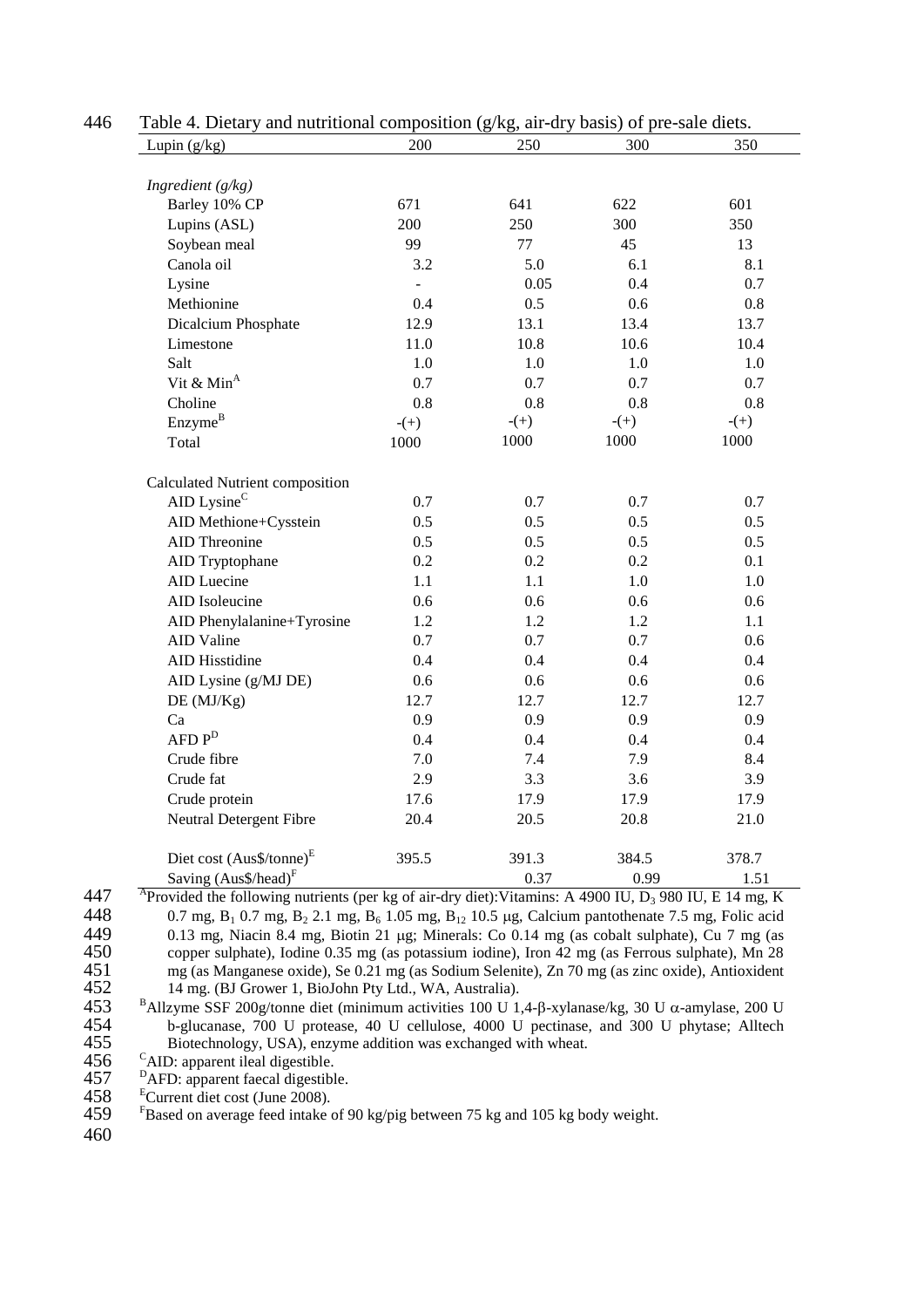Table 4. Dietary and nutritional composition (g/kg, air-dry basis) of pre-sale diets.

| Lupin (g/kg) | 200 | 250 | 300 | 350 |
|---|---|---|---|---|
| *Ingredient (g/kg)* | | | | |
| Barley 10% CP | 671 | 641 | 622 | 601 |
| Lupins (ASL) | 200 | 250 | 300 | 350 |
| Soybean meal | 99 | 77 | 45 | 13 |
| Canola oil | 3.2 | 5.0 | 6.1 | 8.1 |
| Lysine | - | 0.05 | 0.4 | 0.7 |
| Methionine | 0.4 | 0.5 | 0.6 | 0.8 |
| Dicalcium Phosphate | 12.9 | 13.1 | 13.4 | 13.7 |
| Limestone | 11.0 | 10.8 | 10.6 | 10.4 |
| Salt | 1.0 | 1.0 | 1.0 | 1.0 |
| Vit & Min[A] | 0.7 | 0.7 | 0.7 | 0.7 |
| Choline | 0.8 | 0.8 | 0.8 | 0.8 |
| Enzyme[B] | -(+) | -(+) | -(+) | -(+) |
| Total | 1000 | 1000 | 1000 | 1000 |
| Calculated Nutrient composition | | | | |
| AID Lysine[C] | 0.7 | 0.7 | 0.7 | 0.7 |
| AID Methione+Cysstein | 0.5 | 0.5 | 0.5 | 0.5 |
| AID Threonine | 0.5 | 0.5 | 0.5 | 0.5 |
| AID Tryptophane | 0.2 | 0.2 | 0.2 | 0.1 |
| AID Luecine | 1.1 | 1.1 | 1.0 | 1.0 |
| AID Isoleucine | 0.6 | 0.6 | 0.6 | 0.6 |
| AID Phenylalanine+Tyrosine | 1.2 | 1.2 | 1.2 | 1.1 |
| AID Valine | 0.7 | 0.7 | 0.7 | 0.6 |
| AID Hisstidine | 0.4 | 0.4 | 0.4 | 0.4 |
| AID Lysine (g/MJ DE) | 0.6 | 0.6 | 0.6 | 0.6 |
| DE (MJ/Kg) | 12.7 | 12.7 | 12.7 | 12.7 |
| Ca | 0.9 | 0.9 | 0.9 | 0.9 |
| AFD P[D] | 0.4 | 0.4 | 0.4 | 0.4 |
| Crude fibre | 7.0 | 7.4 | 7.9 | 8.4 |
| Crude fat | 2.9 | 3.3 | 3.6 | 3.9 |
| Crude protein | 17.6 | 17.9 | 17.9 | 17.9 |
| Neutral Detergent Fibre | 20.4 | 20.5 | 20.8 | 21.0 |
| Diet cost (Aus$/tonne)[E] | 395.5 | 391.3 | 384.5 | 378.7 |
| Saving (Aus$/head)[F] | | 0.37 | 0.99 | 1.51 |

[A]Provided the following nutrients (per kg of air-dry diet):Vitamins: A 4900 IU, $D_3$ 980 IU, E 14 mg, K 0.7 mg, $B_1$ 0.7 mg, $B_2$ 2.1 mg, $B_6$ 1.05 mg, $B_{12}$ 10.5 μg, Calcium pantothenate 7.5 mg, Folic acid 0.13 mg, Niacin 8.4 mg, Biotin 21 μg; Minerals: Co 0.14 mg (as cobalt sulphate), Cu 7 mg (as copper sulphate), Iodine 0.35 mg (as potassium iodine), Iron 42 mg (as Ferrous sulphate), Mn 28 mg (as Manganese oxide), Se 0.21 mg (as Sodium Selenite), Zn 70 mg (as zinc oxide), Antioxident 14 mg. (BJ Grower 1, BioJohn Pty Ltd., WA, Australia).

[B]Allzyme SSF 200g/tonne diet (minimum activities 100 U 1,4-β-xylanase/kg, 30 U α-amylase, 200 U b-glucanase, 700 U protease, 40 U cellulose, 4000 U pectinase, and 300 U phytase; Alltech Biotechnology, USA), enzyme addition was exchanged with wheat.

[C]AID: apparent ileal digestible.

[D]AFD: apparent faecal digestible.

[E]Current diet cost (June 2008).

[F]Based on average feed intake of 90 kg/pig between 75 kg and 105 kg body weight.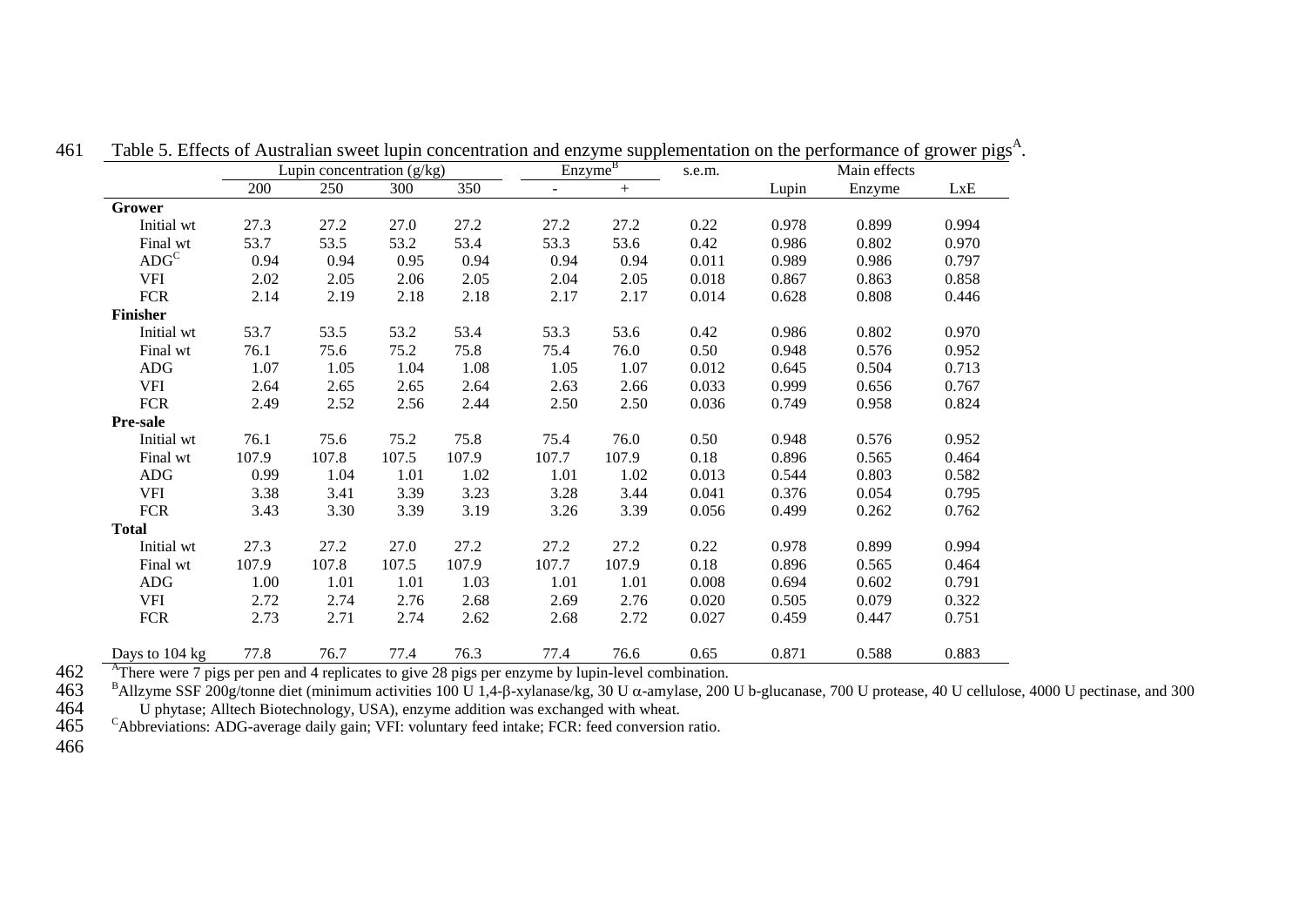Table 5. Effects of Australian sweet lupin concentration and enzyme supplementation on the performance of grower pigs[A].

| | Lupin concentration (g/kg) | | | | Enzyme[B] | | s.e.m. | Main effects | | |
|---|---|---|---|---|---|---|---|---|---|---|
| | 200 | 250 | 300 | 350 | - | + | | Lupin | Enzyme | LxE |
| **Grower** | | | | | | | | | | |
| Initial wt | 27.3 | 27.2 | 27.0 | 27.2 | 27.2 | 27.2 | 0.22 | 0.978 | 0.899 | 0.994 |
| Final wt | 53.7 | 53.5 | 53.2 | 53.4 | 53.3 | 53.6 | 0.42 | 0.986 | 0.802 | 0.970 |
| ADG[C] | 0.94 | 0.94 | 0.95 | 0.94 | 0.94 | 0.94 | 0.011 | 0.989 | 0.986 | 0.797 |
| VFI | 2.02 | 2.05 | 2.06 | 2.05 | 2.04 | 2.05 | 0.018 | 0.867 | 0.863 | 0.858 |
| FCR | 2.14 | 2.19 | 2.18 | 2.18 | 2.17 | 2.17 | 0.014 | 0.628 | 0.808 | 0.446 |
| **Finisher** | | | | | | | | | | |
| Initial wt | 53.7 | 53.5 | 53.2 | 53.4 | 53.3 | 53.6 | 0.42 | 0.986 | 0.802 | 0.970 |
| Final wt | 76.1 | 75.6 | 75.2 | 75.8 | 75.4 | 76.0 | 0.50 | 0.948 | 0.576 | 0.952 |
| ADG | 1.07 | 1.05 | 1.04 | 1.08 | 1.05 | 1.07 | 0.012 | 0.645 | 0.504 | 0.713 |
| VFI | 2.64 | 2.65 | 2.65 | 2.64 | 2.63 | 2.66 | 0.033 | 0.999 | 0.656 | 0.767 |
| FCR | 2.49 | 2.52 | 2.56 | 2.44 | 2.50 | 2.50 | 0.036 | 0.749 | 0.958 | 0.824 |
| **Pre-sale** | | | | | | | | | | |
| Initial wt | 76.1 | 75.6 | 75.2 | 75.8 | 75.4 | 76.0 | 0.50 | 0.948 | 0.576 | 0.952 |
| Final wt | 107.9 | 107.8 | 107.5 | 107.9 | 107.7 | 107.9 | 0.18 | 0.896 | 0.565 | 0.464 |
| ADG | 0.99 | 1.04 | 1.01 | 1.02 | 1.01 | 1.02 | 0.013 | 0.544 | 0.803 | 0.582 |
| VFI | 3.38 | 3.41 | 3.39 | 3.23 | 3.28 | 3.44 | 0.041 | 0.376 | 0.054 | 0.795 |
| FCR | 3.43 | 3.30 | 3.39 | 3.19 | 3.26 | 3.39 | 0.056 | 0.499 | 0.262 | 0.762 |
| **Total** | | | | | | | | | | |
| Initial wt | 27.3 | 27.2 | 27.0 | 27.2 | 27.2 | 27.2 | 0.22 | 0.978 | 0.899 | 0.994 |
| Final wt | 107.9 | 107.8 | 107.5 | 107.9 | 107.7 | 107.9 | 0.18 | 0.896 | 0.565 | 0.464 |
| ADG | 1.00 | 1.01 | 1.01 | 1.03 | 1.01 | 1.01 | 0.008 | 0.694 | 0.602 | 0.791 |
| VFI | 2.72 | 2.74 | 2.76 | 2.68 | 2.69 | 2.76 | 0.020 | 0.505 | 0.079 | 0.322 |
| FCR | 2.73 | 2.71 | 2.74 | 2.62 | 2.68 | 2.72 | 0.027 | 0.459 | 0.447 | 0.751 |
| Days to 104 kg | 77.8 | 76.7 | 77.4 | 76.3 | 77.4 | 76.6 | 0.65 | 0.871 | 0.588 | 0.883 |

[A]There were 7 pigs per pen and 4 replicates to give 28 pigs per enzyme by lupin-level combination.

[B]Allzyme SSF 200g/tonne diet (minimum activities 100 U 1,4-β-xylanase/kg, 30 U α-amylase, 200 U b-glucanase, 700 U protease, 40 U cellulose, 4000 U pectinase, and 300 U phytase; Alltech Biotechnology, USA), enzyme addition was exchanged with wheat.

[C]Abbreviations: ADG-average daily gain; VFI: voluntary feed intake; FCR: feed conversion ratio.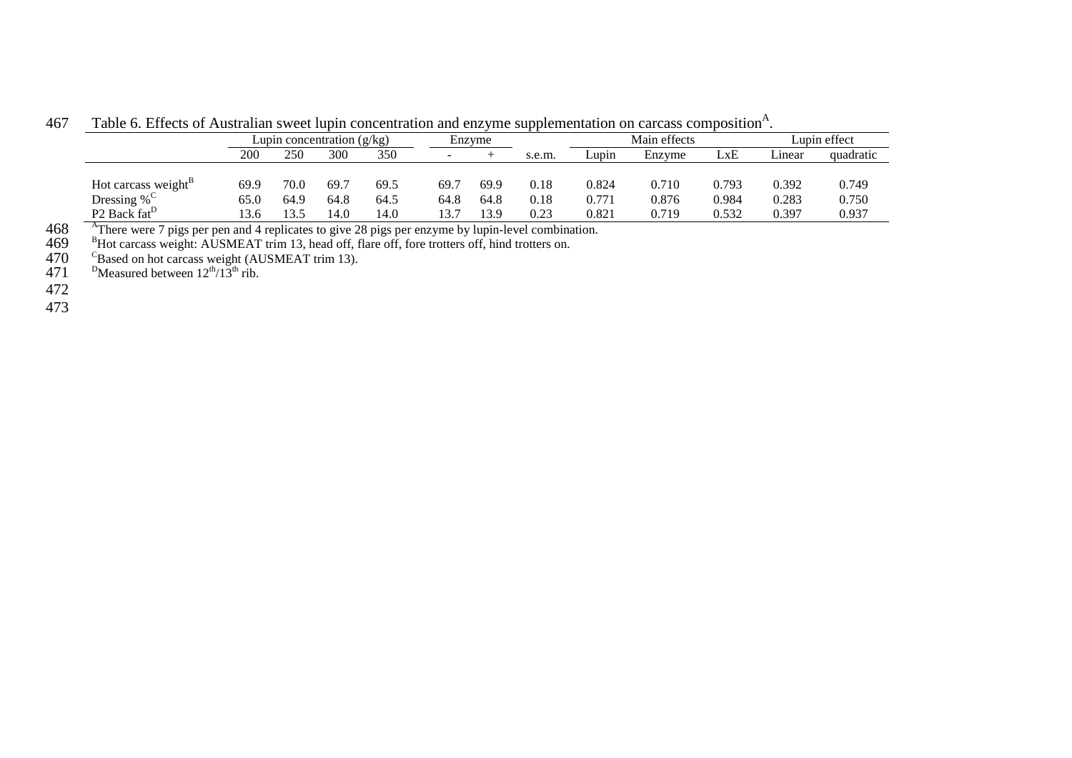Table 6. Effects of Australian sweet lupin concentration and enzyme supplementation on carcass composition[A].

| | Lupin concentration (g/kg) | | | | Enzyme | | | Main effects | | | Lupin effect | |
|---|---|---|---|---|---|---|---|---|---|---|---|---|
| | 200 | 250 | 300 | 350 | - | + | s.e.m. | Lupin | Enzyme | LxE | Linear | quadratic |
| Hot carcass weight[B] | 69.9 | 70.0 | 69.7 | 69.5 | 69.7 | 69.9 | 0.18 | 0.824 | 0.710 | 0.793 | 0.392 | 0.749 |
| Dressing %[C] | 65.0 | 64.9 | 64.8 | 64.5 | 64.8 | 64.8 | 0.18 | 0.771 | 0.876 | 0.984 | 0.283 | 0.750 |
| P2 Back fat[D] | 13.6 | 13.5 | 14.0 | 14.0 | 13.7 | 13.9 | 0.23 | 0.821 | 0.719 | 0.532 | 0.397 | 0.937 |

[A]There were 7 pigs per pen and 4 replicates to give 28 pigs per enzyme by lupin-level combination.
[B]Hot carcass weight: AUSMEAT trim 13, head off, flare off, fore trotters off, hind trotters on.
[C]Based on hot carcass weight (AUSMEAT trim 13).
[D]Measured between $12^{th}/13^{th}$ rib.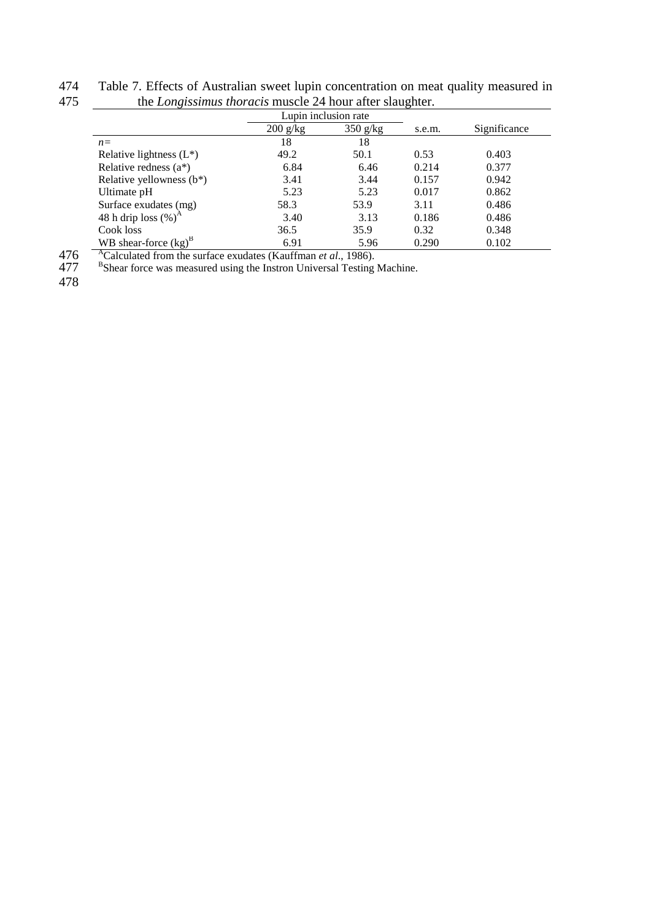Table 7. Effects of Australian sweet lupin concentration on meat quality measured in the *Longissimus thoracis* muscle 24 hour after slaughter.

| | Lupin inclusion rate | | | |
|---|---|---|---|---|
| | 200 g/kg | 350 g/kg | s.e.m. | Significance |
| *n*= | 18 | 18 | | |
| Relative lightness (L*) | 49.2 | 50.1 | 0.53 | 0.403 |
| Relative redness (a*) | 6.84 | 6.46 | 0.214 | 0.377 |
| Relative yellowness (b*) | 3.41 | 3.44 | 0.157 | 0.942 |
| Ultimate pH | 5.23 | 5.23 | 0.017 | 0.862 |
| Surface exudates (mg) | 58.3 | 53.9 | 3.11 | 0.486 |
| 48 h drip loss (%)[A] | 3.40 | 3.13 | 0.186 | 0.486 |
| Cook loss | 36.5 | 35.9 | 0.32 | 0.348 |
| WB shear-force (kg)[B] | 6.91 | 5.96 | 0.290 | 0.102 |

[A]Calculated from the surface exudates (Kauffman *et al*., 1986).
[B]Shear force was measured using the Instron Universal Testing Machine.